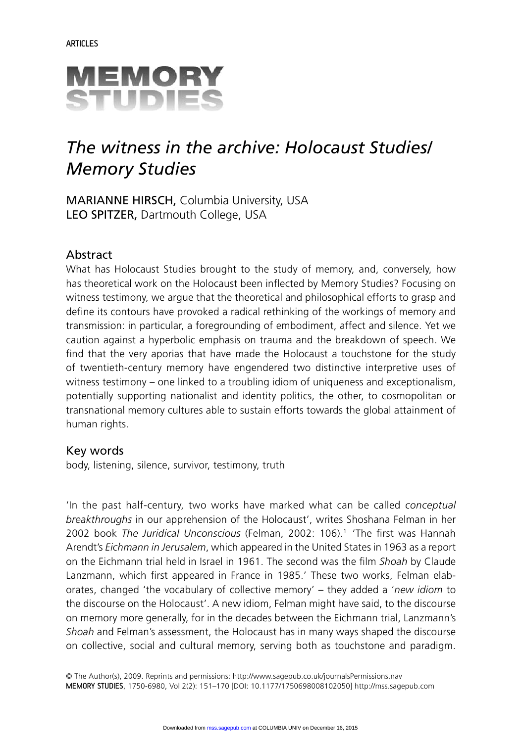ARTICLES

MEMORY STUDIES

# *The witness in the archive: Holocaust Studies/ Memory Studies*

**MARIANNE HIRSCH,** Columbia University, USA
**LEO SPITZER,** Dartmouth College, USA

## Abstract

What has Holocaust Studies brought to the study of memory, and, conversely, how has theoretical work on the Holocaust been inflected by Memory Studies? Focusing on witness testimony, we argue that the theoretical and philosophical efforts to grasp and define its contours have provoked a radical rethinking of the workings of memory and transmission: in particular, a foregrounding of embodiment, affect and silence. Yet we caution against a hyperbolic emphasis on trauma and the breakdown of speech. We find that the very aporias that have made the Holocaust a touchstone for the study of twentieth-century memory have engendered two distinctive interpretive uses of witness testimony – one linked to a troubling idiom of uniqueness and exceptionalism, potentially supporting nationalist and identity politics, the other, to cosmopolitan or transnational memory cultures able to sustain efforts towards the global attainment of human rights.

## Key words

body, listening, silence, survivor, testimony, truth

'In the past half-century, two works have marked what can be called *conceptual breakthroughs* in our apprehension of the Holocaust', writes Shoshana Felman in her 2002 book *The Juridical Unconscious* (Felman, 2002: 106).[1] 'The first was Hannah Arendt's *Eichmann in Jerusalem*, which appeared in the United States in 1963 as a report on the Eichmann trial held in Israel in 1961. The second was the film *Shoah* by Claude Lanzmann, which first appeared in France in 1985.' These two works, Felman elaborates, changed 'the vocabulary of collective memory' – they added a '*new idiom* to the discourse on the Holocaust'. A new idiom, Felman might have said, to the discourse on memory more generally, for in the decades between the Eichmann trial, Lanzmann's *Shoah* and Felman's assessment, the Holocaust has in many ways shaped the discourse on collective, social and cultural memory, serving both as touchstone and paradigm.

© The Author(s), 2009. Reprints and permissions: http://www.sagepub.co.uk/journalsPermissions.nav
MEMORY STUDIES, 1750-6980, Vol 2(2): 151–170 [DOI: 10.1177/1750698008102050] http://mss.sagepub.com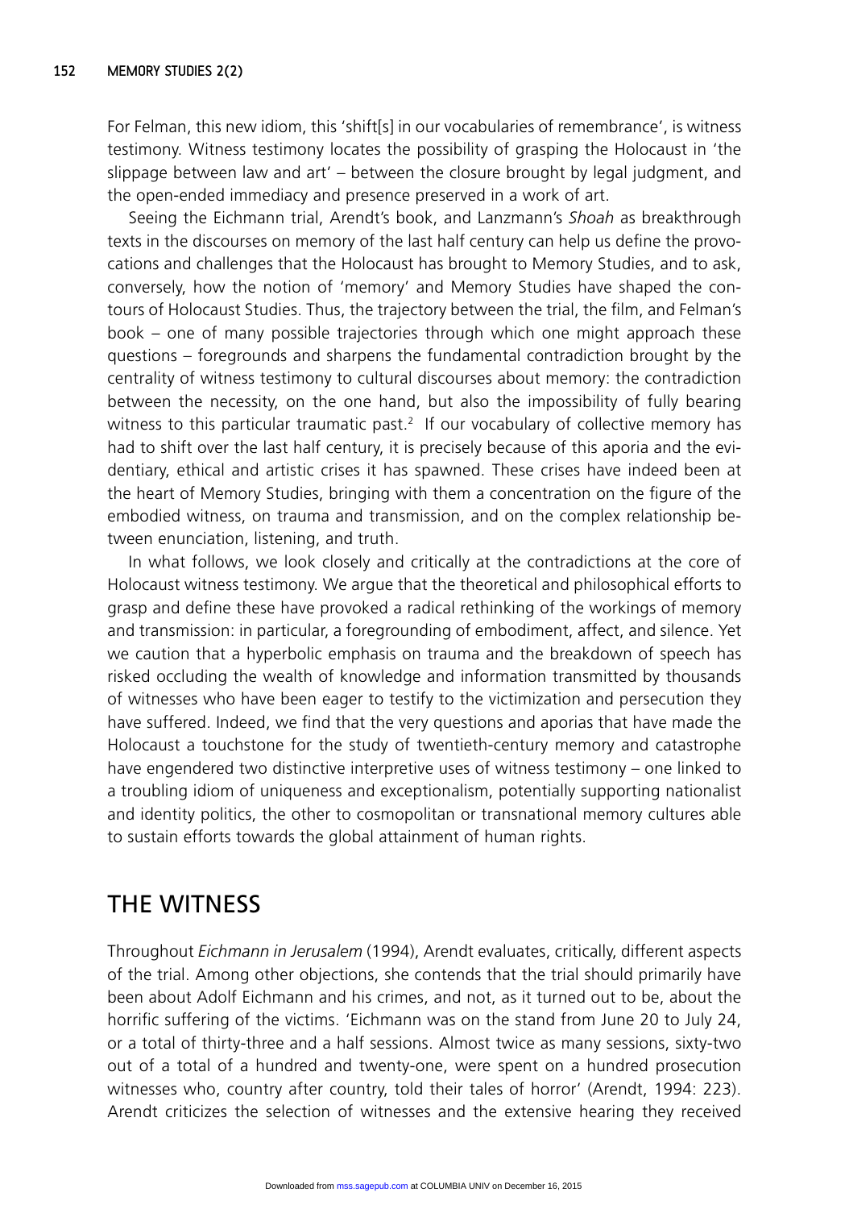For Felman, this new idiom, this 'shift[s] in our vocabularies of remembrance', is witness testimony. Witness testimony locates the possibility of grasping the Holocaust in 'the slippage between law and art' – between the closure brought by legal judgment, and the open-ended immediacy and presence preserved in a work of art.

Seeing the Eichmann trial, Arendt's book, and Lanzmann's *Shoah* as breakthrough texts in the discourses on memory of the last half century can help us define the provocations and challenges that the Holocaust has brought to Memory Studies, and to ask, conversely, how the notion of 'memory' and Memory Studies have shaped the contours of Holocaust Studies. Thus, the trajectory between the trial, the film, and Felman's book – one of many possible trajectories through which one might approach these questions – foregrounds and sharpens the fundamental contradiction brought by the centrality of witness testimony to cultural discourses about memory: the contradiction between the necessity, on the one hand, but also the impossibility of fully bearing witness to this particular traumatic past.[2] If our vocabulary of collective memory has had to shift over the last half century, it is precisely because of this aporia and the evidentiary, ethical and artistic crises it has spawned. These crises have indeed been at the heart of Memory Studies, bringing with them a concentration on the figure of the embodied witness, on trauma and transmission, and on the complex relationship between enunciation, listening, and truth.

In what follows, we look closely and critically at the contradictions at the core of Holocaust witness testimony. We argue that the theoretical and philosophical efforts to grasp and define these have provoked a radical rethinking of the workings of memory and transmission: in particular, a foregrounding of embodiment, affect, and silence. Yet we caution that a hyperbolic emphasis on trauma and the breakdown of speech has risked occluding the wealth of knowledge and information transmitted by thousands of witnesses who have been eager to testify to the victimization and persecution they have suffered. Indeed, we find that the very questions and aporias that have made the Holocaust a touchstone for the study of twentieth-century memory and catastrophe have engendered two distinctive interpretive uses of witness testimony – one linked to a troubling idiom of uniqueness and exceptionalism, potentially supporting nationalist and identity politics, the other to cosmopolitan or transnational memory cultures able to sustain efforts towards the global attainment of human rights.

## THE WITNESS

Throughout *Eichmann in Jerusalem* (1994), Arendt evaluates, critically, different aspects of the trial. Among other objections, she contends that the trial should primarily have been about Adolf Eichmann and his crimes, and not, as it turned out to be, about the horrific suffering of the victims. 'Eichmann was on the stand from June 20 to July 24, or a total of thirty-three and a half sessions. Almost twice as many sessions, sixty-two out of a total of a hundred and twenty-one, were spent on a hundred prosecution witnesses who, country after country, told their tales of horror' (Arendt, 1994: 223). Arendt criticizes the selection of witnesses and the extensive hearing they received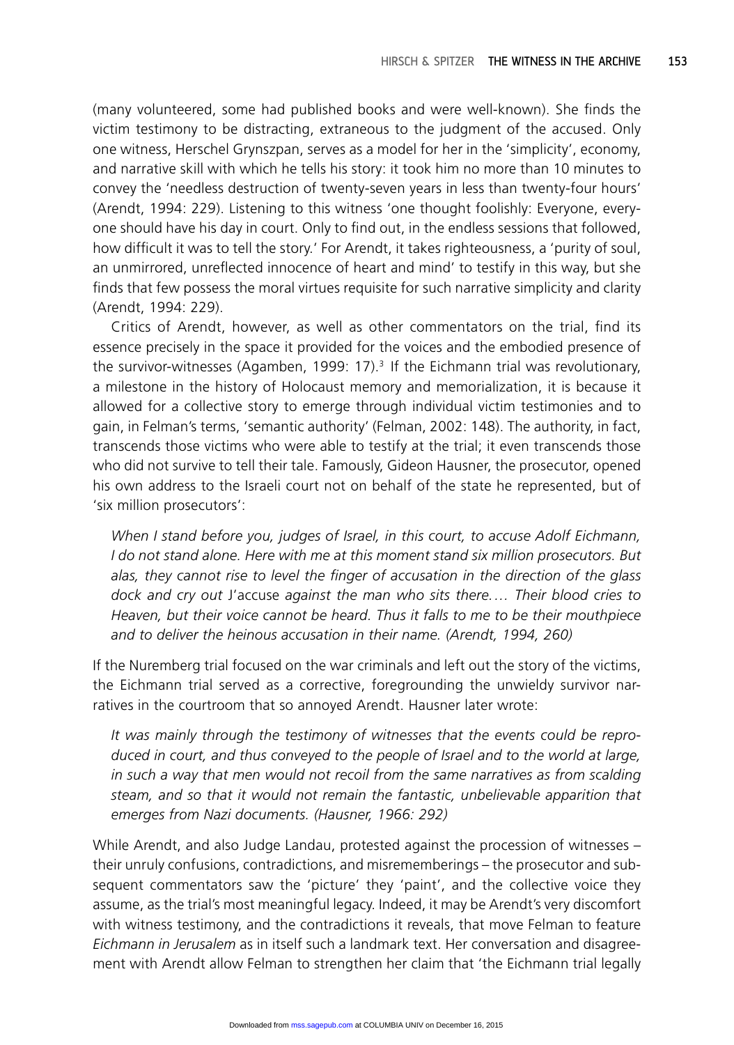(many volunteered, some had published books and were well-known). She finds the victim testimony to be distracting, extraneous to the judgment of the accused. Only one witness, Herschel Grynszpan, serves as a model for her in the 'simplicity', economy, and narrative skill with which he tells his story: it took him no more than 10 minutes to convey the 'needless destruction of twenty-seven years in less than twenty-four hours' (Arendt, 1994: 229). Listening to this witness 'one thought foolishly: Everyone, everyone should have his day in court. Only to find out, in the endless sessions that followed, how difficult it was to tell the story.' For Arendt, it takes righteousness, a 'purity of soul, an unmirrored, unreflected innocence of heart and mind' to testify in this way, but she finds that few possess the moral virtues requisite for such narrative simplicity and clarity (Arendt, 1994: 229).

Critics of Arendt, however, as well as other commentators on the trial, find its essence precisely in the space it provided for the voices and the embodied presence of the survivor-witnesses (Agamben, 1999: 17).[3] If the Eichmann trial was revolutionary, a milestone in the history of Holocaust memory and memorialization, it is because it allowed for a collective story to emerge through individual victim testimonies and to gain, in Felman's terms, 'semantic authority' (Felman, 2002: 148). The authority, in fact, transcends those victims who were able to testify at the trial; it even transcends those who did not survive to tell their tale. Famously, Gideon Hausner, the prosecutor, opened his own address to the Israeli court not on behalf of the state he represented, but of 'six million prosecutors':

> *When I stand before you, judges of Israel, in this court, to accuse Adolf Eichmann, I do not stand alone. Here with me at this moment stand six million prosecutors. But alas, they cannot rise to level the finger of accusation in the direction of the glass dock and cry out* J'accuse *against the man who sits there.… Their blood cries to Heaven, but their voice cannot be heard. Thus it falls to me to be their mouthpiece and to deliver the heinous accusation in their name. (Arendt, 1994, 260)*

If the Nuremberg trial focused on the war criminals and left out the story of the victims, the Eichmann trial served as a corrective, foregrounding the unwieldy survivor narratives in the courtroom that so annoyed Arendt. Hausner later wrote:

> *It was mainly through the testimony of witnesses that the events could be reproduced in court, and thus conveyed to the people of Israel and to the world at large, in such a way that men would not recoil from the same narratives as from scalding steam, and so that it would not remain the fantastic, unbelievable apparition that emerges from Nazi documents. (Hausner, 1966: 292)*

While Arendt, and also Judge Landau, protested against the procession of witnesses – their unruly confusions, contradictions, and misrememberings – the prosecutor and subsequent commentators saw the 'picture' they 'paint', and the collective voice they assume, as the trial's most meaningful legacy. Indeed, it may be Arendt's very discomfort with witness testimony, and the contradictions it reveals, that move Felman to feature *Eichmann in Jerusalem* as in itself such a landmark text. Her conversation and disagreement with Arendt allow Felman to strengthen her claim that 'the Eichmann trial legally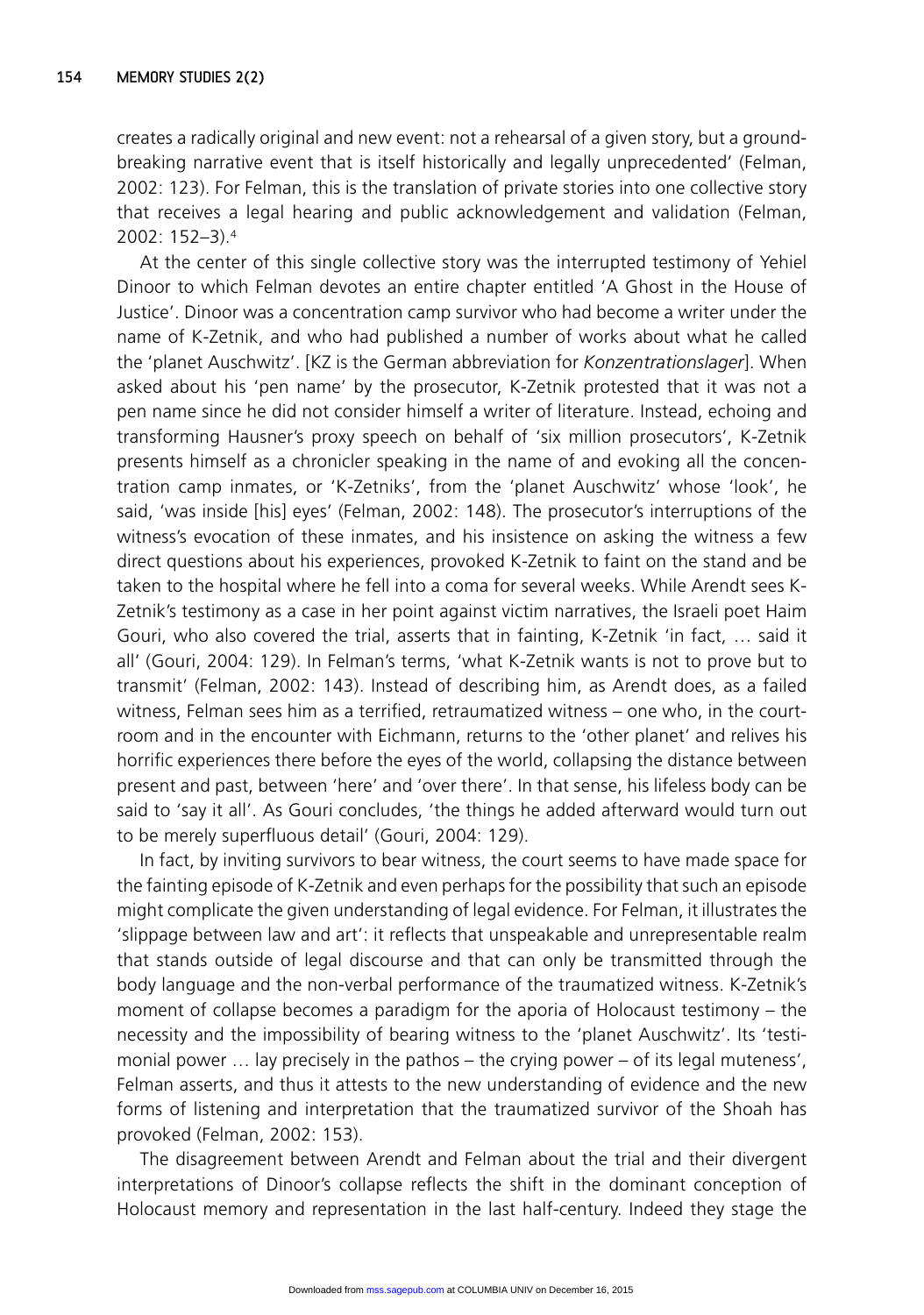creates a radically original and new event: not a rehearsal of a given story, but a groundbreaking narrative event that is itself historically and legally unprecedented' (Felman, 2002: 123). For Felman, this is the translation of private stories into one collective story that receives a legal hearing and public acknowledgement and validation (Felman, 2002: 152–3).[4]

At the center of this single collective story was the interrupted testimony of Yehiel Dinoor to which Felman devotes an entire chapter entitled 'A Ghost in the House of Justice'. Dinoor was a concentration camp survivor who had become a writer under the name of K-Zetnik, and who had published a number of works about what he called the 'planet Auschwitz'. [KZ is the German abbreviation for *Konzentrationslager*]. When asked about his 'pen name' by the prosecutor, K-Zetnik protested that it was not a pen name since he did not consider himself a writer of literature. Instead, echoing and transforming Hausner's proxy speech on behalf of 'six million prosecutors', K-Zetnik presents himself as a chronicler speaking in the name of and evoking all the concentration camp inmates, or 'K-Zetniks', from the 'planet Auschwitz' whose 'look', he said, 'was inside [his] eyes' (Felman, 2002: 148). The prosecutor's interruptions of the witness's evocation of these inmates, and his insistence on asking the witness a few direct questions about his experiences, provoked K-Zetnik to faint on the stand and be taken to the hospital where he fell into a coma for several weeks. While Arendt sees K-Zetnik's testimony as a case in her point against victim narratives, the Israeli poet Haim Gouri, who also covered the trial, asserts that in fainting, K-Zetnik 'in fact, … said it all' (Gouri, 2004: 129). In Felman's terms, 'what K-Zetnik wants is not to prove but to transmit' (Felman, 2002: 143). Instead of describing him, as Arendt does, as a failed witness, Felman sees him as a terrified, retraumatized witness – one who, in the courtroom and in the encounter with Eichmann, returns to the 'other planet' and relives his horrific experiences there before the eyes of the world, collapsing the distance between present and past, between 'here' and 'over there'. In that sense, his lifeless body can be said to 'say it all'. As Gouri concludes, 'the things he added afterward would turn out to be merely superfluous detail' (Gouri, 2004: 129).

In fact, by inviting survivors to bear witness, the court seems to have made space for the fainting episode of K-Zetnik and even perhaps for the possibility that such an episode might complicate the given understanding of legal evidence. For Felman, it illustrates the 'slippage between law and art': it reflects that unspeakable and unrepresentable realm that stands outside of legal discourse and that can only be transmitted through the body language and the non-verbal performance of the traumatized witness. K-Zetnik's moment of collapse becomes a paradigm for the aporia of Holocaust testimony – the necessity and the impossibility of bearing witness to the 'planet Auschwitz'. Its 'testimonial power … lay precisely in the pathos – the crying power – of its legal muteness', Felman asserts, and thus it attests to the new understanding of evidence and the new forms of listening and interpretation that the traumatized survivor of the Shoah has provoked (Felman, 2002: 153).

The disagreement between Arendt and Felman about the trial and their divergent interpretations of Dinoor's collapse reflects the shift in the dominant conception of Holocaust memory and representation in the last half-century. Indeed they stage the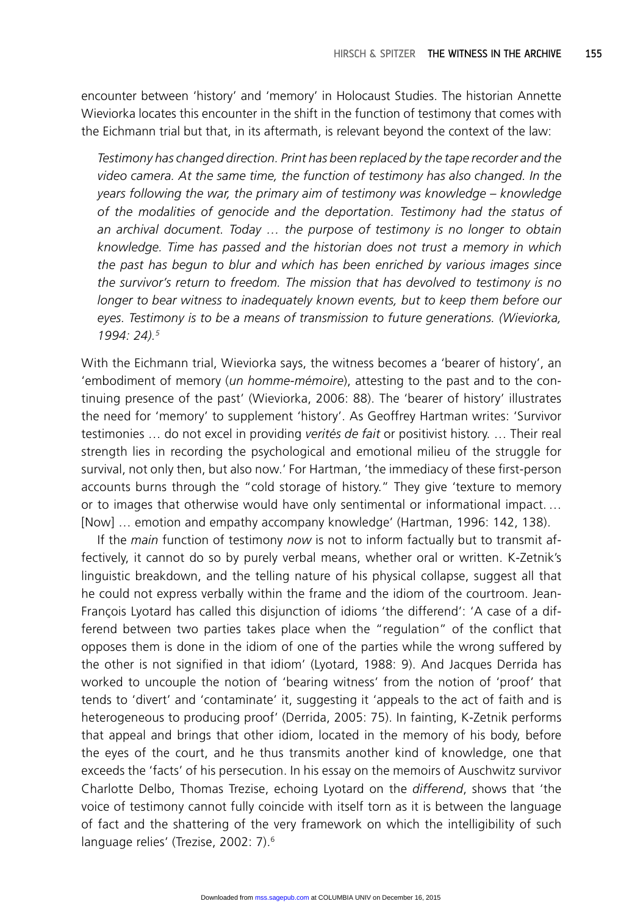encounter between 'history' and 'memory' in Holocaust Studies. The historian Annette Wieviorka locates this encounter in the shift in the function of testimony that comes with the Eichmann trial but that, in its aftermath, is relevant beyond the context of the law:

> *Testimony has changed direction. Print has been replaced by the tape recorder and the video camera. At the same time, the function of testimony has also changed. In the years following the war, the primary aim of testimony was knowledge – knowledge of the modalities of genocide and the deportation. Testimony had the status of an archival document. Today … the purpose of testimony is no longer to obtain knowledge. Time has passed and the historian does not trust a memory in which the past has begun to blur and which has been enriched by various images since the survivor's return to freedom. The mission that has devolved to testimony is no longer to bear witness to inadequately known events, but to keep them before our eyes. Testimony is to be a means of transmission to future generations. (Wieviorka, 1994: 24).*[5]

With the Eichmann trial, Wieviorka says, the witness becomes a 'bearer of history', an 'embodiment of memory (*un homme-mémoire*), attesting to the past and to the continuing presence of the past' (Wieviorka, 2006: 88). The 'bearer of history' illustrates the need for 'memory' to supplement 'history'. As Geoffrey Hartman writes: 'Survivor testimonies … do not excel in providing *verités de fait* or positivist history. … Their real strength lies in recording the psychological and emotional milieu of the struggle for survival, not only then, but also now.' For Hartman, 'the immediacy of these first-person accounts burns through the "cold storage of history." They give 'texture to memory or to images that otherwise would have only sentimental or informational impact. … [Now] … emotion and empathy accompany knowledge' (Hartman, 1996: 142, 138).

If the *main* function of testimony *now* is not to inform factually but to transmit affectively, it cannot do so by purely verbal means, whether oral or written. K-Zetnik's linguistic breakdown, and the telling nature of his physical collapse, suggest all that he could not express verbally within the frame and the idiom of the courtroom. Jean-François Lyotard has called this disjunction of idioms 'the differend': 'A case of a differend between two parties takes place when the "regulation" of the conflict that opposes them is done in the idiom of one of the parties while the wrong suffered by the other is not signified in that idiom' (Lyotard, 1988: 9). And Jacques Derrida has worked to uncouple the notion of 'bearing witness' from the notion of 'proof' that tends to 'divert' and 'contaminate' it, suggesting it 'appeals to the act of faith and is heterogeneous to producing proof' (Derrida, 2005: 75). In fainting, K-Zetnik performs that appeal and brings that other idiom, located in the memory of his body, before the eyes of the court, and he thus transmits another kind of knowledge, one that exceeds the 'facts' of his persecution. In his essay on the memoirs of Auschwitz survivor Charlotte Delbo, Thomas Trezise, echoing Lyotard on the *differend*, shows that 'the voice of testimony cannot fully coincide with itself torn as it is between the language of fact and the shattering of the very framework on which the intelligibility of such language relies' (Trezise, 2002: 7).[6]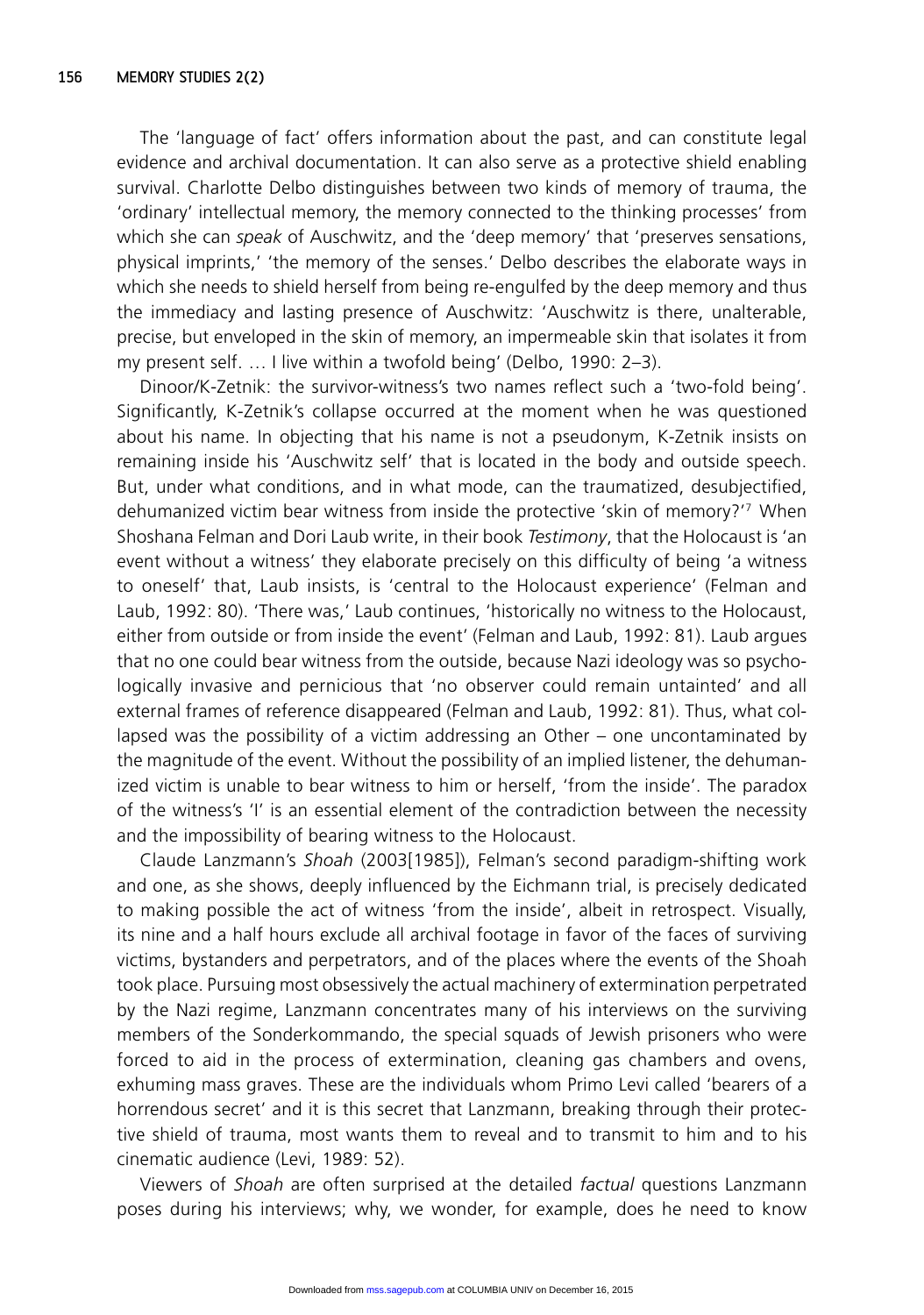The 'language of fact' offers information about the past, and can constitute legal evidence and archival documentation. It can also serve as a protective shield enabling survival. Charlotte Delbo distinguishes between two kinds of memory of trauma, the 'ordinary' intellectual memory, the memory connected to the thinking processes' from which she can *speak* of Auschwitz, and the 'deep memory' that 'preserves sensations, physical imprints,' 'the memory of the senses.' Delbo describes the elaborate ways in which she needs to shield herself from being re-engulfed by the deep memory and thus the immediacy and lasting presence of Auschwitz: 'Auschwitz is there, unalterable, precise, but enveloped in the skin of memory, an impermeable skin that isolates it from my present self. … I live within a twofold being' (Delbo, 1990: 2–3).

Dinoor/K-Zetnik: the survivor-witness's two names reflect such a 'two-fold being'. Significantly, K-Zetnik's collapse occurred at the moment when he was questioned about his name. In objecting that his name is not a pseudonym, K-Zetnik insists on remaining inside his 'Auschwitz self' that is located in the body and outside speech. But, under what conditions, and in what mode, can the traumatized, desubjectified, dehumanized victim bear witness from inside the protective 'skin of memory?'[7] When Shoshana Felman and Dori Laub write, in their book *Testimony*, that the Holocaust is 'an event without a witness' they elaborate precisely on this difficulty of being 'a witness to oneself' that, Laub insists, is 'central to the Holocaust experience' (Felman and Laub, 1992: 80). 'There was,' Laub continues, 'historically no witness to the Holocaust, either from outside or from inside the event' (Felman and Laub, 1992: 81). Laub argues that no one could bear witness from the outside, because Nazi ideology was so psychologically invasive and pernicious that 'no observer could remain untainted' and all external frames of reference disappeared (Felman and Laub, 1992: 81). Thus, what collapsed was the possibility of a victim addressing an Other – one uncontaminated by the magnitude of the event. Without the possibility of an implied listener, the dehumanized victim is unable to bear witness to him or herself, 'from the inside'. The paradox of the witness's 'I' is an essential element of the contradiction between the necessity and the impossibility of bearing witness to the Holocaust.

Claude Lanzmann's *Shoah* (2003[1985]), Felman's second paradigm-shifting work and one, as she shows, deeply influenced by the Eichmann trial, is precisely dedicated to making possible the act of witness 'from the inside', albeit in retrospect. Visually, its nine and a half hours exclude all archival footage in favor of the faces of surviving victims, bystanders and perpetrators, and of the places where the events of the Shoah took place. Pursuing most obsessively the actual machinery of extermination perpetrated by the Nazi regime, Lanzmann concentrates many of his interviews on the surviving members of the Sonderkommando, the special squads of Jewish prisoners who were forced to aid in the process of extermination, cleaning gas chambers and ovens, exhuming mass graves. These are the individuals whom Primo Levi called 'bearers of a horrendous secret' and it is this secret that Lanzmann, breaking through their protective shield of trauma, most wants them to reveal and to transmit to him and to his cinematic audience (Levi, 1989: 52).

Viewers of *Shoah* are often surprised at the detailed *factual* questions Lanzmann poses during his interviews; why, we wonder, for example, does he need to know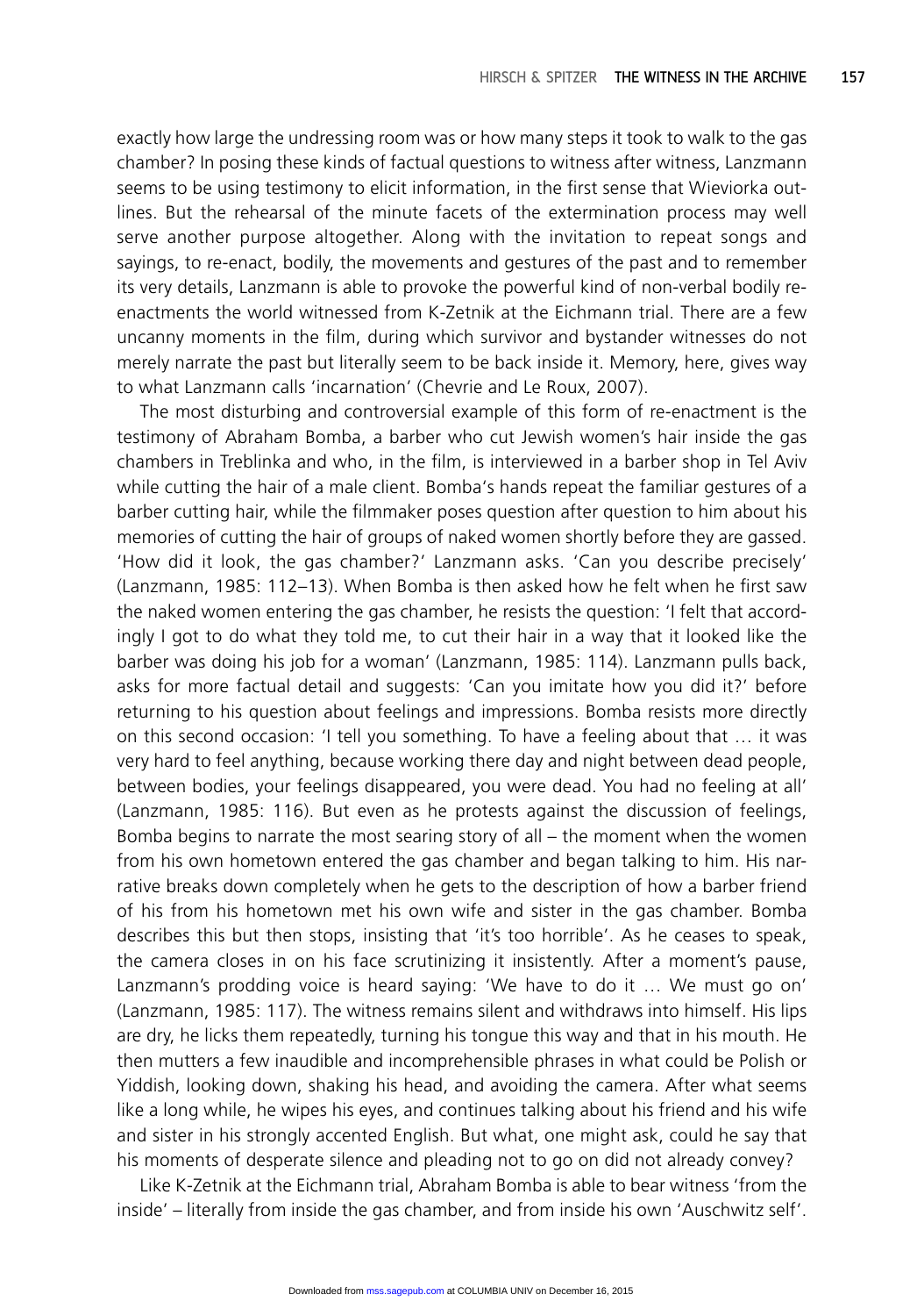exactly how large the undressing room was or how many steps it took to walk to the gas chamber? In posing these kinds of factual questions to witness after witness, Lanzmann seems to be using testimony to elicit information, in the first sense that Wieviorka outlines. But the rehearsal of the minute facets of the extermination process may well serve another purpose altogether. Along with the invitation to repeat songs and sayings, to re-enact, bodily, the movements and gestures of the past and to remember its very details, Lanzmann is able to provoke the powerful kind of non-verbal bodily re-enactments the world witnessed from K-Zetnik at the Eichmann trial. There are a few uncanny moments in the film, during which survivor and bystander witnesses do not merely narrate the past but literally seem to be back inside it. Memory, here, gives way to what Lanzmann calls 'incarnation' (Chevrie and Le Roux, 2007).

The most disturbing and controversial example of this form of re-enactment is the testimony of Abraham Bomba, a barber who cut Jewish women's hair inside the gas chambers in Treblinka and who, in the film, is interviewed in a barber shop in Tel Aviv while cutting the hair of a male client. Bomba's hands repeat the familiar gestures of a barber cutting hair, while the filmmaker poses question after question to him about his memories of cutting the hair of groups of naked women shortly before they are gassed. 'How did it look, the gas chamber?' Lanzmann asks. 'Can you describe precisely' (Lanzmann, 1985: 112–13). When Bomba is then asked how he felt when he first saw the naked women entering the gas chamber, he resists the question: 'I felt that accordingly I got to do what they told me, to cut their hair in a way that it looked like the barber was doing his job for a woman' (Lanzmann, 1985: 114). Lanzmann pulls back, asks for more factual detail and suggests: 'Can you imitate how you did it?' before returning to his question about feelings and impressions. Bomba resists more directly on this second occasion: 'I tell you something. To have a feeling about that … it was very hard to feel anything, because working there day and night between dead people, between bodies, your feelings disappeared, you were dead. You had no feeling at all' (Lanzmann, 1985: 116). But even as he protests against the discussion of feelings, Bomba begins to narrate the most searing story of all – the moment when the women from his own hometown entered the gas chamber and began talking to him. His narrative breaks down completely when he gets to the description of how a barber friend of his from his hometown met his own wife and sister in the gas chamber. Bomba describes this but then stops, insisting that 'it's too horrible'. As he ceases to speak, the camera closes in on his face scrutinizing it insistently. After a moment's pause, Lanzmann's prodding voice is heard saying: 'We have to do it … We must go on' (Lanzmann, 1985: 117). The witness remains silent and withdraws into himself. His lips are dry, he licks them repeatedly, turning his tongue this way and that in his mouth. He then mutters a few inaudible and incomprehensible phrases in what could be Polish or Yiddish, looking down, shaking his head, and avoiding the camera. After what seems like a long while, he wipes his eyes, and continues talking about his friend and his wife and sister in his strongly accented English. But what, one might ask, could he say that his moments of desperate silence and pleading not to go on did not already convey?

Like K-Zetnik at the Eichmann trial, Abraham Bomba is able to bear witness 'from the inside' – literally from inside the gas chamber, and from inside his own 'Auschwitz self'.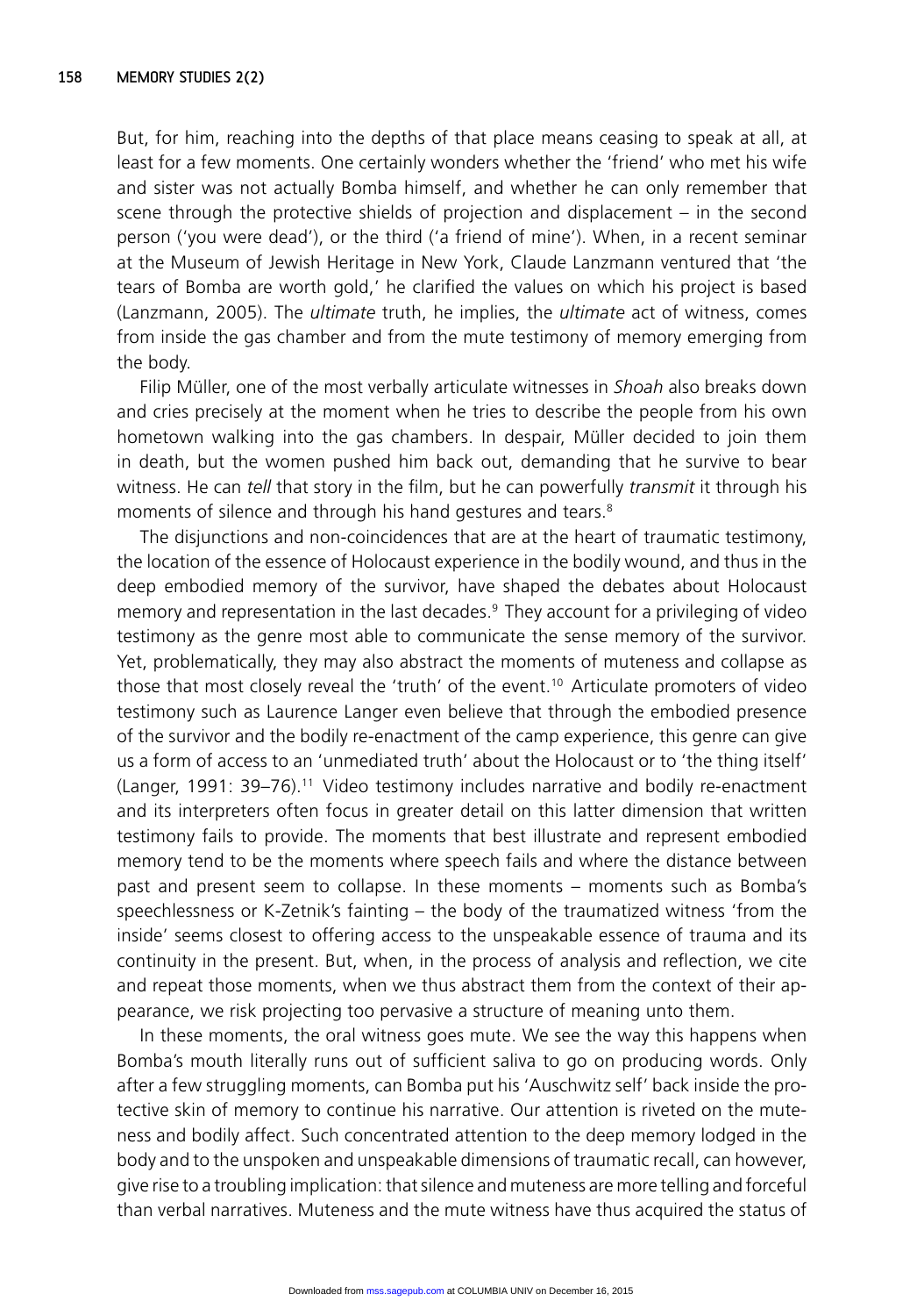But, for him, reaching into the depths of that place means ceasing to speak at all, at least for a few moments. One certainly wonders whether the 'friend' who met his wife and sister was not actually Bomba himself, and whether he can only remember that scene through the protective shields of projection and displacement – in the second person ('you were dead'), or the third ('a friend of mine'). When, in a recent seminar at the Museum of Jewish Heritage in New York, Claude Lanzmann ventured that 'the tears of Bomba are worth gold,' he clarified the values on which his project is based (Lanzmann, 2005). The *ultimate* truth, he implies, the *ultimate* act of witness, comes from inside the gas chamber and from the mute testimony of memory emerging from the body.

Filip Müller, one of the most verbally articulate witnesses in *Shoah* also breaks down and cries precisely at the moment when he tries to describe the people from his own hometown walking into the gas chambers. In despair, Müller decided to join them in death, but the women pushed him back out, demanding that he survive to bear witness. He can *tell* that story in the film, but he can powerfully *transmit* it through his moments of silence and through his hand gestures and tears.[8]

The disjunctions and non-coincidences that are at the heart of traumatic testimony, the location of the essence of Holocaust experience in the bodily wound, and thus in the deep embodied memory of the survivor, have shaped the debates about Holocaust memory and representation in the last decades.[9] They account for a privileging of video testimony as the genre most able to communicate the sense memory of the survivor. Yet, problematically, they may also abstract the moments of muteness and collapse as those that most closely reveal the 'truth' of the event.[10] Articulate promoters of video testimony such as Laurence Langer even believe that through the embodied presence of the survivor and the bodily re-enactment of the camp experience, this genre can give us a form of access to an 'unmediated truth' about the Holocaust or to 'the thing itself' (Langer, 1991: 39–76).[11] Video testimony includes narrative and bodily re-enactment and its interpreters often focus in greater detail on this latter dimension that written testimony fails to provide. The moments that best illustrate and represent embodied memory tend to be the moments where speech fails and where the distance between past and present seem to collapse. In these moments – moments such as Bomba's speechlessness or K-Zetnik's fainting – the body of the traumatized witness 'from the inside' seems closest to offering access to the unspeakable essence of trauma and its continuity in the present. But, when, in the process of analysis and reflection, we cite and repeat those moments, when we thus abstract them from the context of their appearance, we risk projecting too pervasive a structure of meaning unto them.

In these moments, the oral witness goes mute. We see the way this happens when Bomba's mouth literally runs out of sufficient saliva to go on producing words. Only after a few struggling moments, can Bomba put his 'Auschwitz self' back inside the protective skin of memory to continue his narrative. Our attention is riveted on the muteness and bodily affect. Such concentrated attention to the deep memory lodged in the body and to the unspoken and unspeakable dimensions of traumatic recall, can however, give rise to a troubling implication: that silence and muteness are more telling and forceful than verbal narratives. Muteness and the mute witness have thus acquired the status of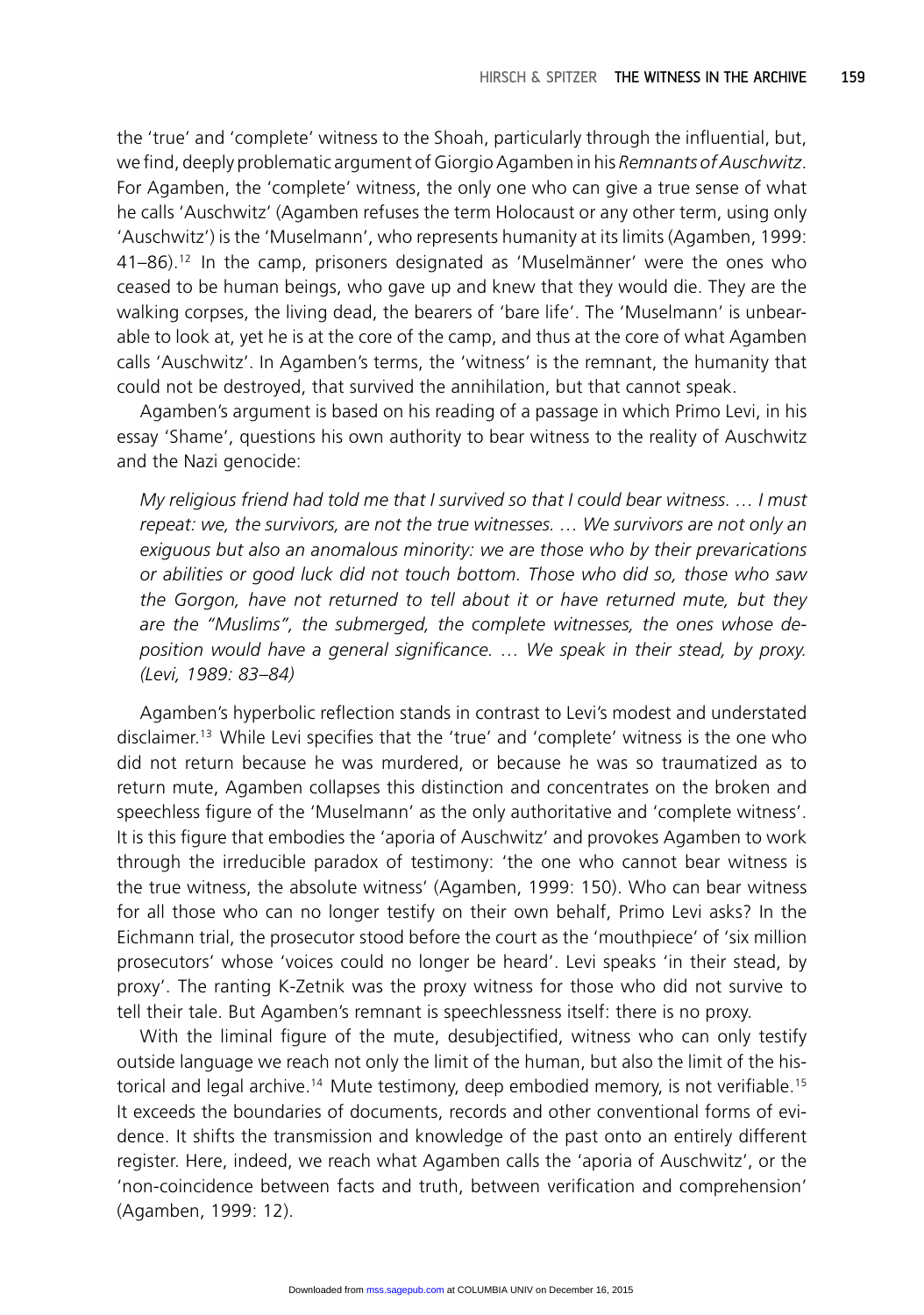the 'true' and 'complete' witness to the Shoah, particularly through the influential, but, we find, deeply problematic argument of Giorgio Agamben in his *Remnants of Auschwitz*. For Agamben, the 'complete' witness, the only one who can give a true sense of what he calls 'Auschwitz' (Agamben refuses the term Holocaust or any other term, using only 'Auschwitz') is the 'Muselmann', who represents humanity at its limits (Agamben, 1999: 41–86).[12] In the camp, prisoners designated as 'Muselmänner' were the ones who ceased to be human beings, who gave up and knew that they would die. They are the walking corpses, the living dead, the bearers of 'bare life'. The 'Muselmann' is unbearable to look at, yet he is at the core of the camp, and thus at the core of what Agamben calls 'Auschwitz'. In Agamben's terms, the 'witness' is the remnant, the humanity that could not be destroyed, that survived the annihilation, but that cannot speak.

Agamben's argument is based on his reading of a passage in which Primo Levi, in his essay 'Shame', questions his own authority to bear witness to the reality of Auschwitz and the Nazi genocide:

> *My religious friend had told me that I survived so that I could bear witness. … I must repeat: we, the survivors, are not the true witnesses. … We survivors are not only an exiguous but also an anomalous minority: we are those who by their prevarications or abilities or good luck did not touch bottom. Those who did so, those who saw the Gorgon, have not returned to tell about it or have returned mute, but they are the "Muslims", the submerged, the complete witnesses, the ones whose deposition would have a general significance. … We speak in their stead, by proxy. (Levi, 1989: 83–84)*

Agamben's hyperbolic reflection stands in contrast to Levi's modest and understated disclaimer.[13] While Levi specifies that the 'true' and 'complete' witness is the one who did not return because he was murdered, or because he was so traumatized as to return mute, Agamben collapses this distinction and concentrates on the broken and speechless figure of the 'Muselmann' as the only authoritative and 'complete witness'. It is this figure that embodies the 'aporia of Auschwitz' and provokes Agamben to work through the irreducible paradox of testimony: 'the one who cannot bear witness is the true witness, the absolute witness' (Agamben, 1999: 150). Who can bear witness for all those who can no longer testify on their own behalf, Primo Levi asks? In the Eichmann trial, the prosecutor stood before the court as the 'mouthpiece' of 'six million prosecutors' whose 'voices could no longer be heard'. Levi speaks 'in their stead, by proxy'. The ranting K-Zetnik was the proxy witness for those who did not survive to tell their tale. But Agamben's remnant is speechlessness itself: there is no proxy.

With the liminal figure of the mute, desubjectified, witness who can only testify outside language we reach not only the limit of the human, but also the limit of the historical and legal archive.[14] Mute testimony, deep embodied memory, is not verifiable.[15] It exceeds the boundaries of documents, records and other conventional forms of evidence. It shifts the transmission and knowledge of the past onto an entirely different register. Here, indeed, we reach what Agamben calls the 'aporia of Auschwitz', or the 'non-coincidence between facts and truth, between verification and comprehension' (Agamben, 1999: 12).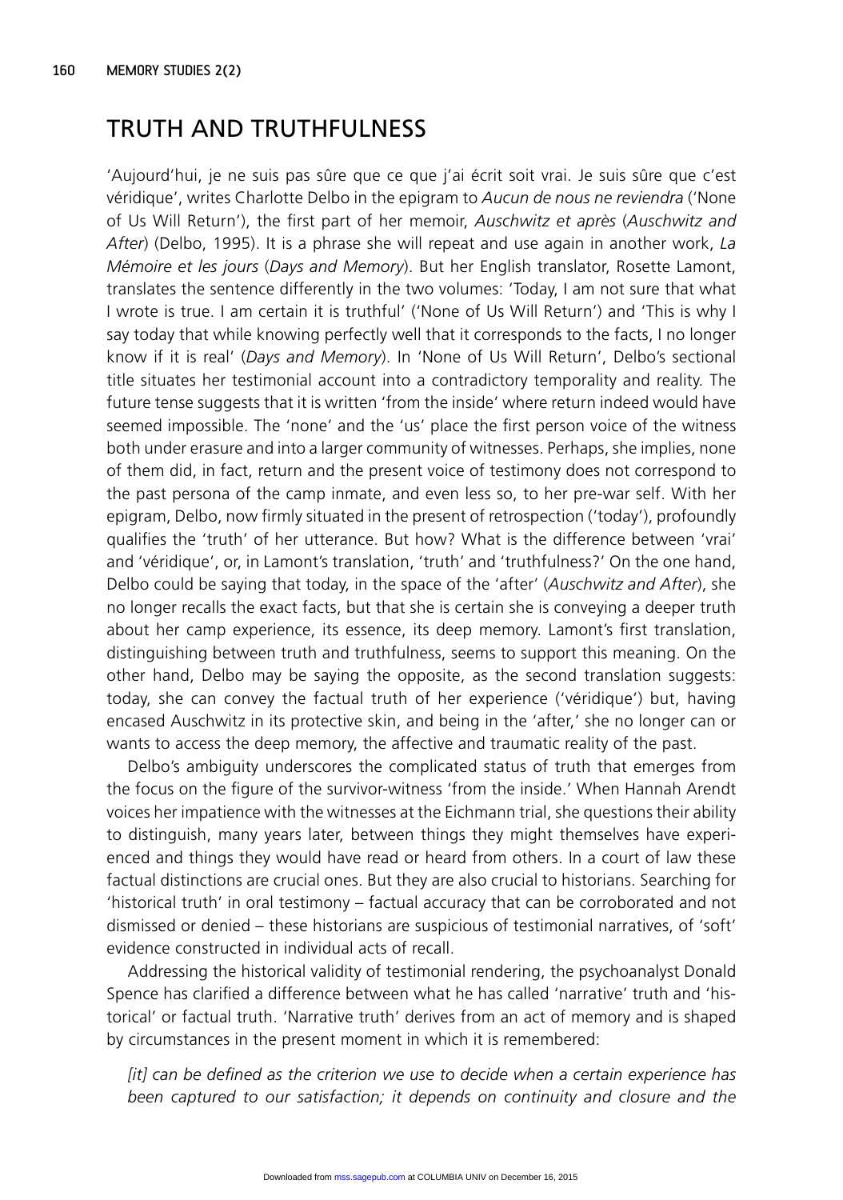## TRUTH AND TRUTHFULNESS

'Aujourd'hui, je ne suis pas sûre que ce que j'ai écrit soit vrai. Je suis sûre que c'est véridique', writes Charlotte Delbo in the epigram to *Aucun de nous ne reviendra* ('None of Us Will Return'), the first part of her memoir, *Auschwitz et après* (*Auschwitz and After*) (Delbo, 1995). It is a phrase she will repeat and use again in another work, *La Mémoire et les jours* (*Days and Memory*). But her English translator, Rosette Lamont, translates the sentence differently in the two volumes: 'Today, I am not sure that what I wrote is true. I am certain it is truthful' ('None of Us Will Return') and 'This is why I say today that while knowing perfectly well that it corresponds to the facts, I no longer know if it is real' (*Days and Memory*). In 'None of Us Will Return', Delbo's sectional title situates her testimonial account into a contradictory temporality and reality. The future tense suggests that it is written 'from the inside' where return indeed would have seemed impossible. The 'none' and the 'us' place the first person voice of the witness both under erasure and into a larger community of witnesses. Perhaps, she implies, none of them did, in fact, return and the present voice of testimony does not correspond to the past persona of the camp inmate, and even less so, to her pre-war self. With her epigram, Delbo, now firmly situated in the present of retrospection ('today'), profoundly qualifies the 'truth' of her utterance. But how? What is the difference between 'vrai' and 'véridique', or, in Lamont's translation, 'truth' and 'truthfulness?' On the one hand, Delbo could be saying that today, in the space of the 'after' (*Auschwitz and After*), she no longer recalls the exact facts, but that she is certain she is conveying a deeper truth about her camp experience, its essence, its deep memory. Lamont's first translation, distinguishing between truth and truthfulness, seems to support this meaning. On the other hand, Delbo may be saying the opposite, as the second translation suggests: today, she can convey the factual truth of her experience ('véridique') but, having encased Auschwitz in its protective skin, and being in the 'after,' she no longer can or wants to access the deep memory, the affective and traumatic reality of the past.

Delbo's ambiguity underscores the complicated status of truth that emerges from the focus on the figure of the survivor-witness 'from the inside.' When Hannah Arendt voices her impatience with the witnesses at the Eichmann trial, she questions their ability to distinguish, many years later, between things they might themselves have experienced and things they would have read or heard from others. In a court of law these factual distinctions are crucial ones. But they are also crucial to historians. Searching for 'historical truth' in oral testimony – factual accuracy that can be corroborated and not dismissed or denied – these historians are suspicious of testimonial narratives, of 'soft' evidence constructed in individual acts of recall.

Addressing the historical validity of testimonial rendering, the psychoanalyst Donald Spence has clarified a difference between what he has called 'narrative' truth and 'historical' or factual truth. 'Narrative truth' derives from an act of memory and is shaped by circumstances in the present moment in which it is remembered:

> *[it] can be defined as the criterion we use to decide when a certain experience has been captured to our satisfaction; it depends on continuity and closure and the*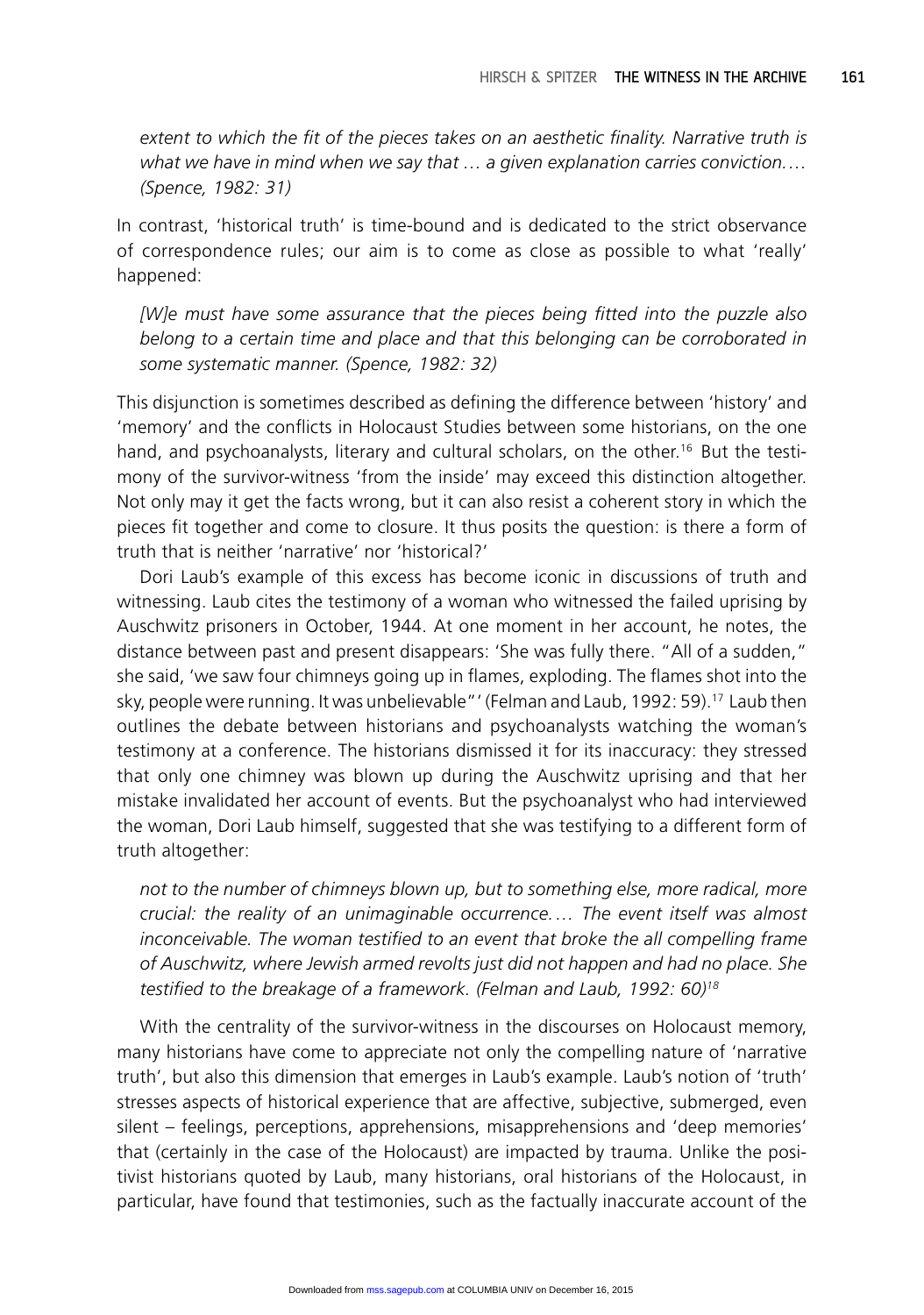*extent to which the fit of the pieces takes on an aesthetic finality. Narrative truth is what we have in mind when we say that … a given explanation carries conviction.… (Spence, 1982: 31)*

In contrast, 'historical truth' is time-bound and is dedicated to the strict observance of correspondence rules; our aim is to come as close as possible to what 'really' happened:

*[W]e must have some assurance that the pieces being fitted into the puzzle also belong to a certain time and place and that this belonging can be corroborated in some systematic manner. (Spence, 1982: 32)*

This disjunction is sometimes described as defining the difference between 'history' and 'memory' and the conflicts in Holocaust Studies between some historians, on the one hand, and psychoanalysts, literary and cultural scholars, on the other.[16] But the testimony of the survivor-witness 'from the inside' may exceed this distinction altogether. Not only may it get the facts wrong, but it can also resist a coherent story in which the pieces fit together and come to closure. It thus posits the question: is there a form of truth that is neither 'narrative' nor 'historical?'

Dori Laub's example of this excess has become iconic in discussions of truth and witnessing. Laub cites the testimony of a woman who witnessed the failed uprising by Auschwitz prisoners in October, 1944. At one moment in her account, he notes, the distance between past and present disappears: 'She was fully there. "All of a sudden," she said, 'we saw four chimneys going up in flames, exploding. The flames shot into the sky, people were running. It was unbelievable"' (Felman and Laub, 1992: 59).[17] Laub then outlines the debate between historians and psychoanalysts watching the woman's testimony at a conference. The historians dismissed it for its inaccuracy: they stressed that only one chimney was blown up during the Auschwitz uprising and that her mistake invalidated her account of events. But the psychoanalyst who had interviewed the woman, Dori Laub himself, suggested that she was testifying to a different form of truth altogether:

*not to the number of chimneys blown up, but to something else, more radical, more crucial: the reality of an unimaginable occurrence.… The event itself was almost inconceivable. The woman testified to an event that broke the all compelling frame of Auschwitz, where Jewish armed revolts just did not happen and had no place. She testified to the breakage of a framework. (Felman and Laub, 1992: 60)*[18]

With the centrality of the survivor-witness in the discourses on Holocaust memory, many historians have come to appreciate not only the compelling nature of 'narrative truth', but also this dimension that emerges in Laub's example. Laub's notion of 'truth' stresses aspects of historical experience that are affective, subjective, submerged, even silent – feelings, perceptions, apprehensions, misapprehensions and 'deep memories' that (certainly in the case of the Holocaust) are impacted by trauma. Unlike the positivist historians quoted by Laub, many historians, oral historians of the Holocaust, in particular, have found that testimonies, such as the factually inaccurate account of the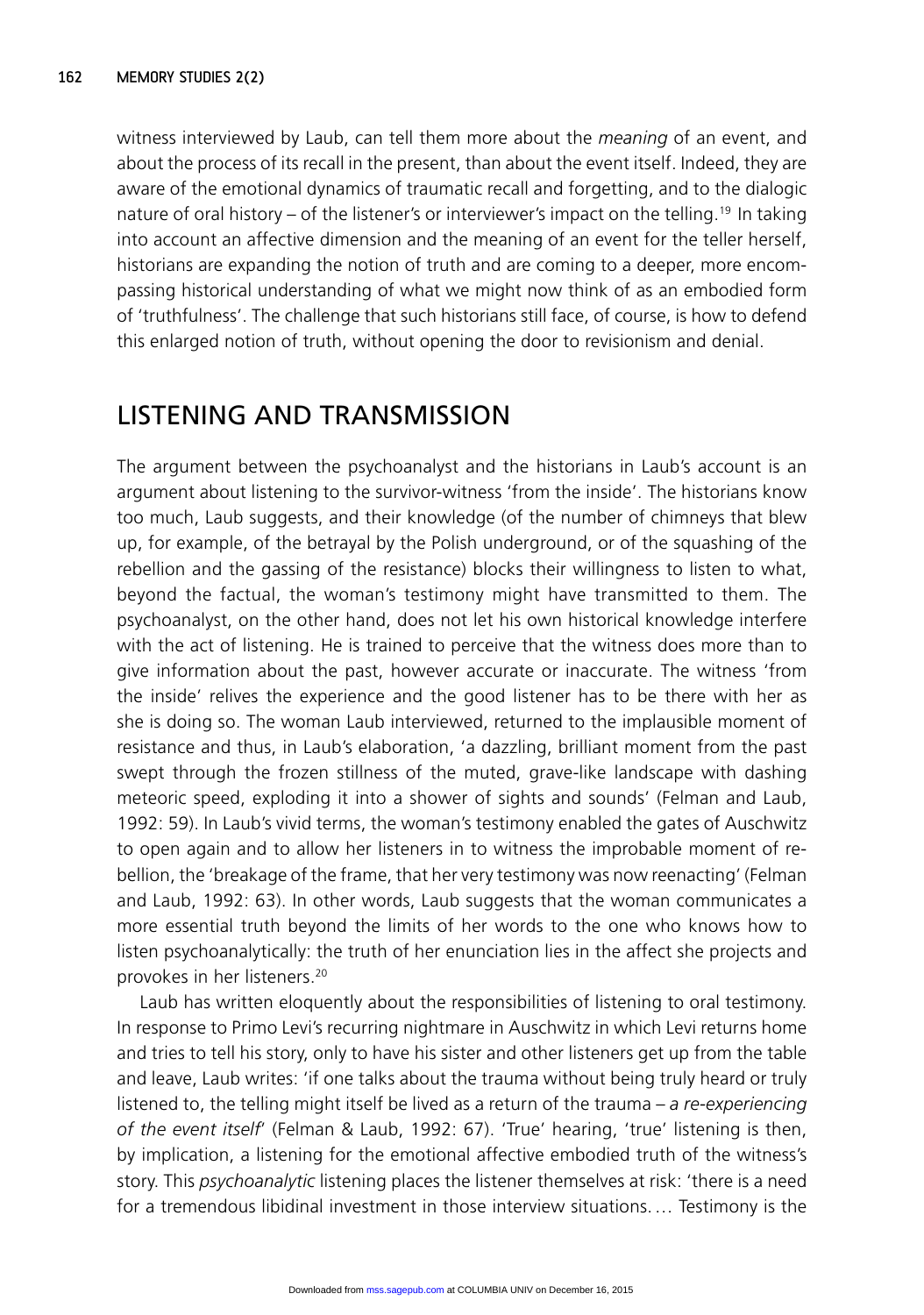witness interviewed by Laub, can tell them more about the *meaning* of an event, and about the process of its recall in the present, than about the event itself. Indeed, they are aware of the emotional dynamics of traumatic recall and forgetting, and to the dialogic nature of oral history – of the listener's or interviewer's impact on the telling.[19] In taking into account an affective dimension and the meaning of an event for the teller herself, historians are expanding the notion of truth and are coming to a deeper, more encompassing historical understanding of what we might now think of as an embodied form of 'truthfulness'. The challenge that such historians still face, of course, is how to defend this enlarged notion of truth, without opening the door to revisionism and denial.

## LISTENING AND TRANSMISSION

The argument between the psychoanalyst and the historians in Laub's account is an argument about listening to the survivor-witness 'from the inside'. The historians know too much, Laub suggests, and their knowledge (of the number of chimneys that blew up, for example, of the betrayal by the Polish underground, or of the squashing of the rebellion and the gassing of the resistance) blocks their willingness to listen to what, beyond the factual, the woman's testimony might have transmitted to them. The psychoanalyst, on the other hand, does not let his own historical knowledge interfere with the act of listening. He is trained to perceive that the witness does more than to give information about the past, however accurate or inaccurate. The witness 'from the inside' relives the experience and the good listener has to be there with her as she is doing so. The woman Laub interviewed, returned to the implausible moment of resistance and thus, in Laub's elaboration, 'a dazzling, brilliant moment from the past swept through the frozen stillness of the muted, grave-like landscape with dashing meteoric speed, exploding it into a shower of sights and sounds' (Felman and Laub, 1992: 59). In Laub's vivid terms, the woman's testimony enabled the gates of Auschwitz to open again and to allow her listeners in to witness the improbable moment of rebellion, the 'breakage of the frame, that her very testimony was now reenacting' (Felman and Laub, 1992: 63). In other words, Laub suggests that the woman communicates a more essential truth beyond the limits of her words to the one who knows how to listen psychoanalytically: the truth of her enunciation lies in the affect she projects and provokes in her listeners.[20]

Laub has written eloquently about the responsibilities of listening to oral testimony. In response to Primo Levi's recurring nightmare in Auschwitz in which Levi returns home and tries to tell his story, only to have his sister and other listeners get up from the table and leave, Laub writes: 'if one talks about the trauma without being truly heard or truly listened to, the telling might itself be lived as a return of the trauma – *a re-experiencing of the event itself*' (Felman & Laub, 1992: 67). 'True' hearing, 'true' listening is then, by implication, a listening for the emotional affective embodied truth of the witness's story. This *psychoanalytic* listening places the listener themselves at risk: 'there is a need for a tremendous libidinal investment in those interview situations. … Testimony is the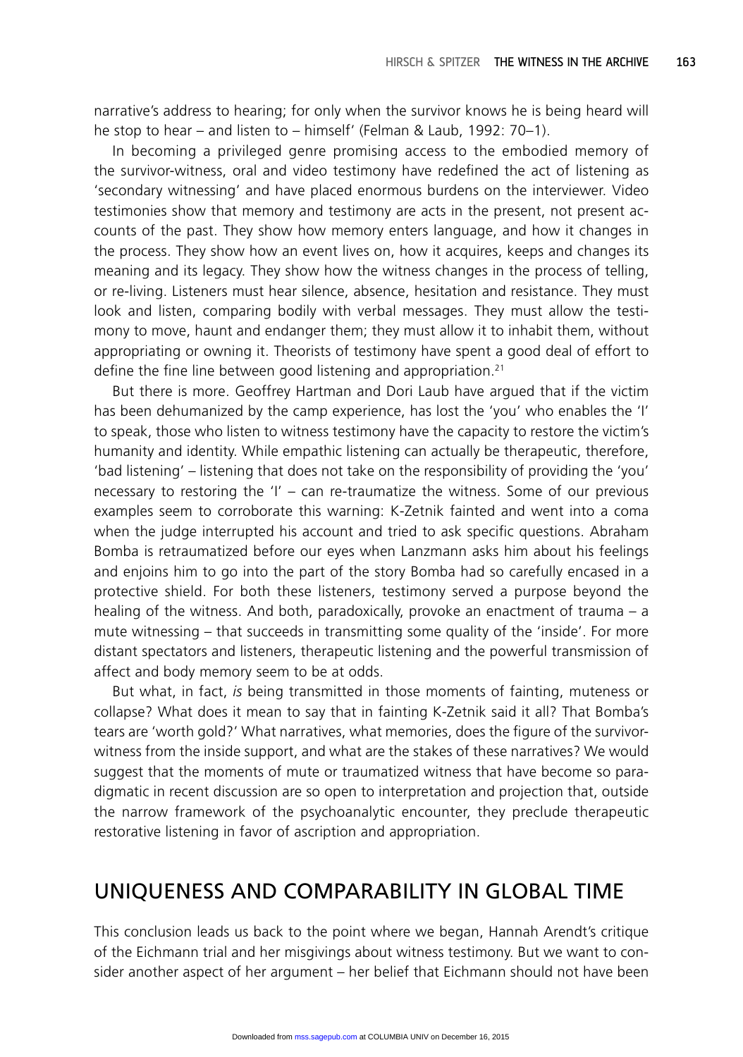narrative's address to hearing; for only when the survivor knows he is being heard will he stop to hear – and listen to – himself' (Felman & Laub, 1992: 70–1).

In becoming a privileged genre promising access to the embodied memory of the survivor-witness, oral and video testimony have redefined the act of listening as 'secondary witnessing' and have placed enormous burdens on the interviewer. Video testimonies show that memory and testimony are acts in the present, not present accounts of the past. They show how memory enters language, and how it changes in the process. They show how an event lives on, how it acquires, keeps and changes its meaning and its legacy. They show how the witness changes in the process of telling, or re-living. Listeners must hear silence, absence, hesitation and resistance. They must look and listen, comparing bodily with verbal messages. They must allow the testimony to move, haunt and endanger them; they must allow it to inhabit them, without appropriating or owning it. Theorists of testimony have spent a good deal of effort to define the fine line between good listening and appropriation.[21]

But there is more. Geoffrey Hartman and Dori Laub have argued that if the victim has been dehumanized by the camp experience, has lost the 'you' who enables the 'I' to speak, those who listen to witness testimony have the capacity to restore the victim's humanity and identity. While empathic listening can actually be therapeutic, therefore, 'bad listening' – listening that does not take on the responsibility of providing the 'you' necessary to restoring the 'I' – can re-traumatize the witness. Some of our previous examples seem to corroborate this warning: K-Zetnik fainted and went into a coma when the judge interrupted his account and tried to ask specific questions. Abraham Bomba is retraumatized before our eyes when Lanzmann asks him about his feelings and enjoins him to go into the part of the story Bomba had so carefully encased in a protective shield. For both these listeners, testimony served a purpose beyond the healing of the witness. And both, paradoxically, provoke an enactment of trauma – a mute witnessing – that succeeds in transmitting some quality of the 'inside'. For more distant spectators and listeners, therapeutic listening and the powerful transmission of affect and body memory seem to be at odds.

But what, in fact, *is* being transmitted in those moments of fainting, muteness or collapse? What does it mean to say that in fainting K-Zetnik said it all? That Bomba's tears are 'worth gold?' What narratives, what memories, does the figure of the survivor-witness from the inside support, and what are the stakes of these narratives? We would suggest that the moments of mute or traumatized witness that have become so paradigmatic in recent discussion are so open to interpretation and projection that, outside the narrow framework of the psychoanalytic encounter, they preclude therapeutic restorative listening in favor of ascription and appropriation.

## UNIQUENESS AND COMPARABILITY IN GLOBAL TIME

This conclusion leads us back to the point where we began, Hannah Arendt's critique of the Eichmann trial and her misgivings about witness testimony. But we want to consider another aspect of her argument – her belief that Eichmann should not have been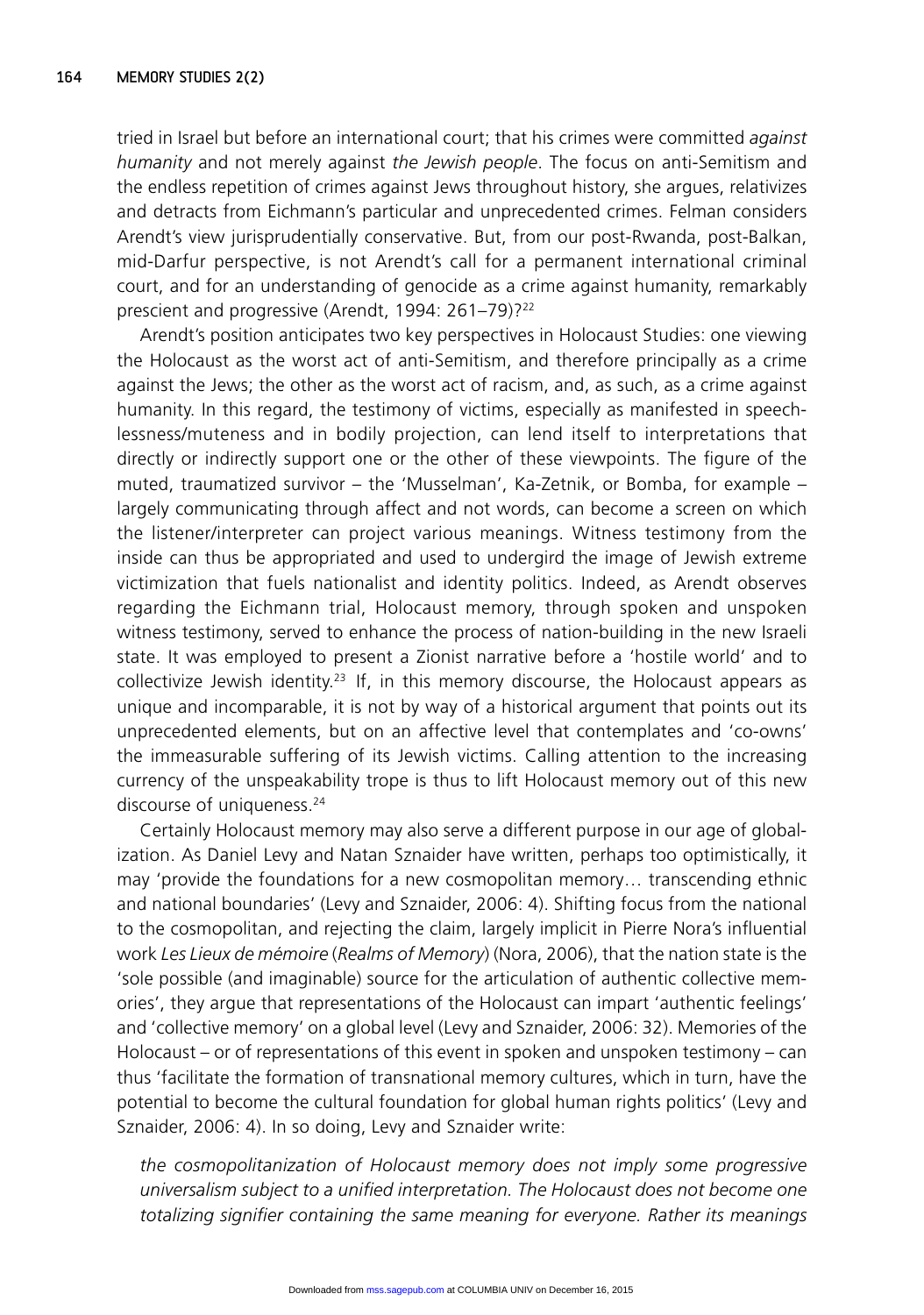tried in Israel but before an international court; that his crimes were committed *against humanity* and not merely against *the Jewish people*. The focus on anti-Semitism and the endless repetition of crimes against Jews throughout history, she argues, relativizes and detracts from Eichmann's particular and unprecedented crimes. Felman considers Arendt's view jurisprudentially conservative. But, from our post-Rwanda, post-Balkan, mid-Darfur perspective, is not Arendt's call for a permanent international criminal court, and for an understanding of genocide as a crime against humanity, remarkably prescient and progressive (Arendt, 1994: 261–79)?[22]

Arendt's position anticipates two key perspectives in Holocaust Studies: one viewing the Holocaust as the worst act of anti-Semitism, and therefore principally as a crime against the Jews; the other as the worst act of racism, and, as such, as a crime against humanity. In this regard, the testimony of victims, especially as manifested in speechlessness/muteness and in bodily projection, can lend itself to interpretations that directly or indirectly support one or the other of these viewpoints. The figure of the muted, traumatized survivor – the 'Musselman', Ka-Zetnik, or Bomba, for example – largely communicating through affect and not words, can become a screen on which the listener/interpreter can project various meanings. Witness testimony from the inside can thus be appropriated and used to undergird the image of Jewish extreme victimization that fuels nationalist and identity politics. Indeed, as Arendt observes regarding the Eichmann trial, Holocaust memory, through spoken and unspoken witness testimony, served to enhance the process of nation-building in the new Israeli state. It was employed to present a Zionist narrative before a 'hostile world' and to collectivize Jewish identity.[23] If, in this memory discourse, the Holocaust appears as unique and incomparable, it is not by way of a historical argument that points out its unprecedented elements, but on an affective level that contemplates and 'co-owns' the immeasurable suffering of its Jewish victims. Calling attention to the increasing currency of the unspeakability trope is thus to lift Holocaust memory out of this new discourse of uniqueness.[24]

Certainly Holocaust memory may also serve a different purpose in our age of globalization. As Daniel Levy and Natan Sznaider have written, perhaps too optimistically, it may 'provide the foundations for a new cosmopolitan memory… transcending ethnic and national boundaries' (Levy and Sznaider, 2006: 4). Shifting focus from the national to the cosmopolitan, and rejecting the claim, largely implicit in Pierre Nora's influential work *Les Lieux de mémoire* (*Realms of Memory*) (Nora, 2006), that the nation state is the 'sole possible (and imaginable) source for the articulation of authentic collective memories', they argue that representations of the Holocaust can impart 'authentic feelings' and 'collective memory' on a global level (Levy and Sznaider, 2006: 32). Memories of the Holocaust – or of representations of this event in spoken and unspoken testimony – can thus 'facilitate the formation of transnational memory cultures, which in turn, have the potential to become the cultural foundation for global human rights politics' (Levy and Sznaider, 2006: 4). In so doing, Levy and Sznaider write:

> *the cosmopolitanization of Holocaust memory does not imply some progressive universalism subject to a unified interpretation. The Holocaust does not become one totalizing signifier containing the same meaning for everyone. Rather its meanings*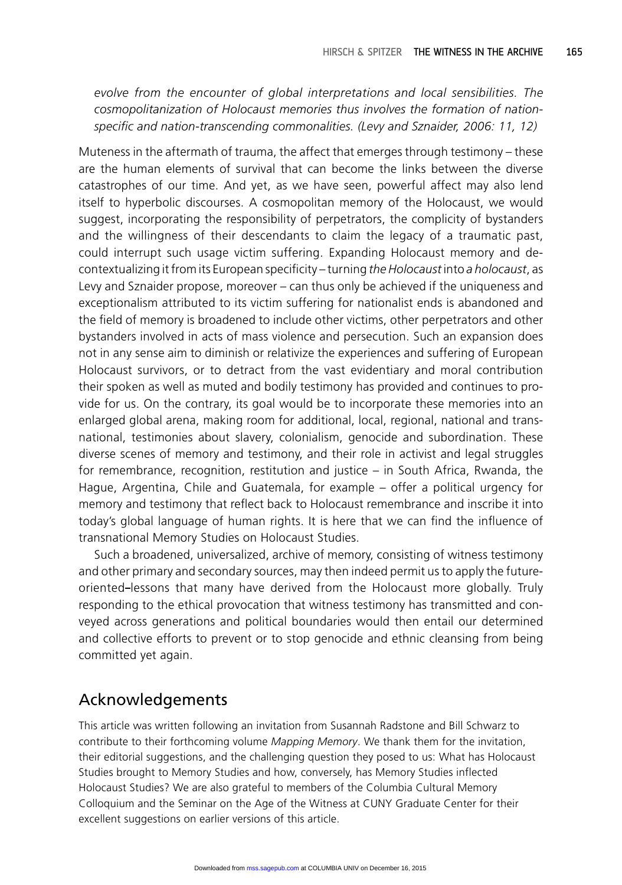*evolve from the encounter of global interpretations and local sensibilities. The cosmopolitanization of Holocaust memories thus involves the formation of nation-specific and nation-transcending commonalities. (Levy and Sznaider, 2006: 11, 12)*

Muteness in the aftermath of trauma, the affect that emerges through testimony – these are the human elements of survival that can become the links between the diverse catastrophes of our time. And yet, as we have seen, powerful affect may also lend itself to hyperbolic discourses. A cosmopolitan memory of the Holocaust, we would suggest, incorporating the responsibility of perpetrators, the complicity of bystanders and the willingness of their descendants to claim the legacy of a traumatic past, could interrupt such usage victim suffering. Expanding Holocaust memory and de-contextualizing it from its European specificity – turning *the Holocaust* into *a holocaust*, as Levy and Sznaider propose, moreover – can thus only be achieved if the uniqueness and exceptionalism attributed to its victim suffering for nationalist ends is abandoned and the field of memory is broadened to include other victims, other perpetrators and other bystanders involved in acts of mass violence and persecution. Such an expansion does not in any sense aim to diminish or relativize the experiences and suffering of European Holocaust survivors, or to detract from the vast evidentiary and moral contribution their spoken as well as muted and bodily testimony has provided and continues to provide for us. On the contrary, its goal would be to incorporate these memories into an enlarged global arena, making room for additional, local, regional, national and transnational, testimonies about slavery, colonialism, genocide and subordination. These diverse scenes of memory and testimony, and their role in activist and legal struggles for remembrance, recognition, restitution and justice – in South Africa, Rwanda, the Hague, Argentina, Chile and Guatemala, for example – offer a political urgency for memory and testimony that reflect back to Holocaust remembrance and inscribe it into today's global language of human rights. It is here that we can find the influence of transnational Memory Studies on Holocaust Studies.

Such a broadened, universalized, archive of memory, consisting of witness testimony and other primary and secondary sources, may then indeed permit us to apply the future-oriented–lessons that many have derived from the Holocaust more globally. Truly responding to the ethical provocation that witness testimony has transmitted and conveyed across generations and political boundaries would then entail our determined and collective efforts to prevent or to stop genocide and ethnic cleansing from being committed yet again.

## Acknowledgements

This article was written following an invitation from Susannah Radstone and Bill Schwarz to contribute to their forthcoming volume *Mapping Memory*. We thank them for the invitation, their editorial suggestions, and the challenging question they posed to us: What has Holocaust Studies brought to Memory Studies and how, conversely, has Memory Studies inflected Holocaust Studies? We are also grateful to members of the Columbia Cultural Memory Colloquium and the Seminar on the Age of the Witness at CUNY Graduate Center for their excellent suggestions on earlier versions of this article.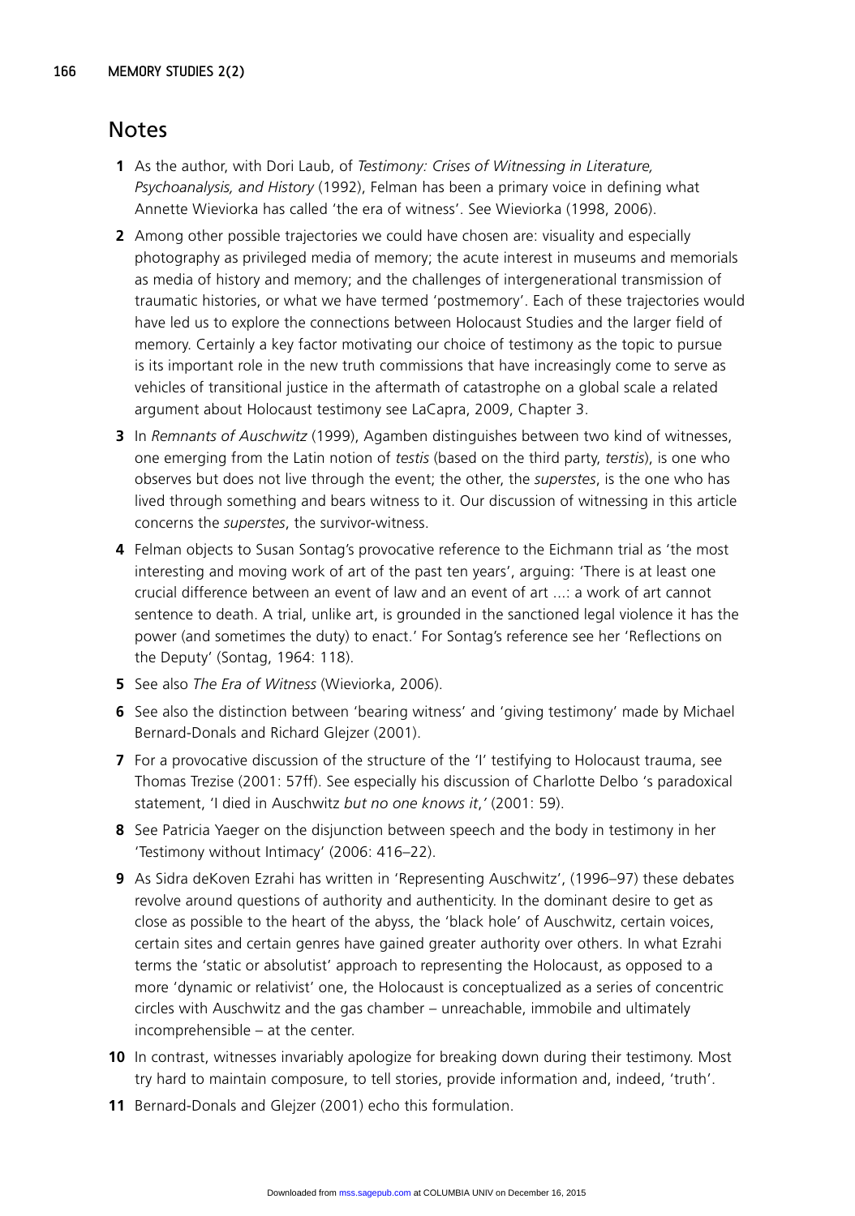## Notes

1. As the author, with Dori Laub, of *Testimony: Crises of Witnessing in Literature, Psychoanalysis, and History* (1992), Felman has been a primary voice in defining what Annette Wieviorka has called 'the era of witness'. See Wieviorka (1998, 2006).
2. Among other possible trajectories we could have chosen are: visuality and especially photography as privileged media of memory; the acute interest in museums and memorials as media of history and memory; and the challenges of intergenerational transmission of traumatic histories, or what we have termed 'postmemory'. Each of these trajectories would have led us to explore the connections between Holocaust Studies and the larger field of memory. Certainly a key factor motivating our choice of testimony as the topic to pursue is its important role in the new truth commissions that have increasingly come to serve as vehicles of transitional justice in the aftermath of catastrophe on a global scale a related argument about Holocaust testimony see LaCapra, 2009, Chapter 3.
3. In *Remnants of Auschwitz* (1999), Agamben distinguishes between two kind of witnesses, one emerging from the Latin notion of *testis* (based on the third party, *terstis*), is one who observes but does not live through the event; the other, the *superstes*, is the one who has lived through something and bears witness to it. Our discussion of witnessing in this article concerns the *superstes*, the survivor-witness.
4. Felman objects to Susan Sontag's provocative reference to the Eichmann trial as 'the most interesting and moving work of art of the past ten years', arguing: 'There is at least one crucial difference between an event of law and an event of art ...: a work of art cannot sentence to death. A trial, unlike art, is grounded in the sanctioned legal violence it has the power (and sometimes the duty) to enact.' For Sontag's reference see her 'Reflections on the Deputy' (Sontag, 1964: 118).
5. See also *The Era of Witness* (Wieviorka, 2006).
6. See also the distinction between 'bearing witness' and 'giving testimony' made by Michael Bernard-Donals and Richard Glejzer (2001).
7. For a provocative discussion of the structure of the 'I' testifying to Holocaust trauma, see Thomas Trezise (2001: 57ff). See especially his discussion of Charlotte Delbo 's paradoxical statement, 'I died in Auschwitz *but no one knows it*,' (2001: 59).
8. See Patricia Yaeger on the disjunction between speech and the body in testimony in her 'Testimony without Intimacy' (2006: 416–22).
9. As Sidra deKoven Ezrahi has written in 'Representing Auschwitz', (1996–97) these debates revolve around questions of authority and authenticity. In the dominant desire to get as close as possible to the heart of the abyss, the 'black hole' of Auschwitz, certain voices, certain sites and certain genres have gained greater authority over others. In what Ezrahi terms the 'static or absolutist' approach to representing the Holocaust, as opposed to a more 'dynamic or relativist' one, the Holocaust is conceptualized as a series of concentric circles with Auschwitz and the gas chamber – unreachable, immobile and ultimately incomprehensible – at the center.
10. In contrast, witnesses invariably apologize for breaking down during their testimony. Most try hard to maintain composure, to tell stories, provide information and, indeed, 'truth'.
11. Bernard-Donals and Glejzer (2001) echo this formulation.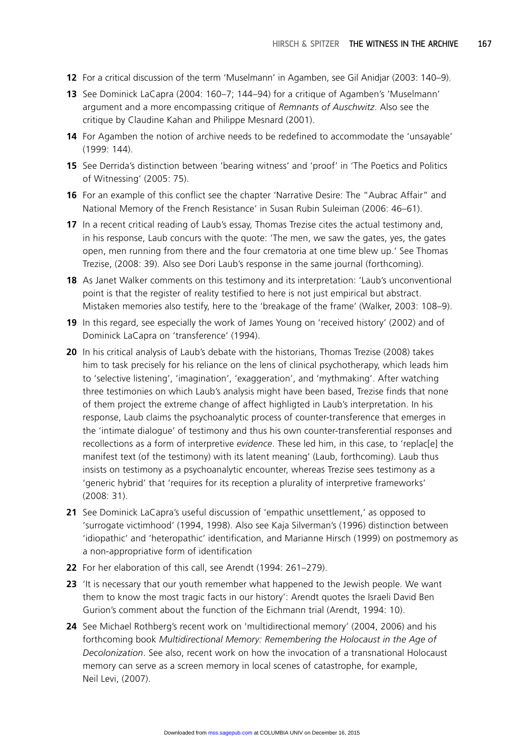**12** For a critical discussion of the term 'Muselmann' in Agamben, see Gil Anidjar (2003: 140–9).

**13** See Dominick LaCapra (2004: 160–7; 144–94) for a critique of Agamben's 'Muselmann' argument and a more encompassing critique of *Remnants of Auschwitz*. Also see the critique by Claudine Kahan and Philippe Mesnard (2001).

**14** For Agamben the notion of archive needs to be redefined to accommodate the 'unsayable' (1999: 144).

**15** See Derrida's distinction between 'bearing witness' and 'proof' in 'The Poetics and Politics of Witnessing' (2005: 75).

**16** For an example of this conflict see the chapter 'Narrative Desire: The "Aubrac Affair" and National Memory of the French Resistance' in Susan Rubin Suleiman (2006: 46–61).

**17** In a recent critical reading of Laub's essay, Thomas Trezise cites the actual testimony and, in his response, Laub concurs with the quote: 'The men, we saw the gates, yes, the gates open, men running from there and the four crematoria at one time blew up.' See Thomas Trezise, (2008: 39). Also see Dori Laub's response in the same journal (forthcoming).

**18** As Janet Walker comments on this testimony and its interpretation: 'Laub's unconventional point is that the register of reality testified to here is not just empirical but abstract. Mistaken memories also testify, here to the 'breakage of the frame' (Walker, 2003: 108–9).

**19** In this regard, see especially the work of James Young on 'received history' (2002) and of Dominick LaCapra on 'transference' (1994).

**20** In his critical analysis of Laub's debate with the historians, Thomas Trezise (2008) takes him to task precisely for his reliance on the lens of clinical psychotherapy, which leads him to 'selective listening', 'imagination', 'exaggeration', and 'mythmaking'. After watching three testimonies on which Laub's analysis might have been based, Trezise finds that none of them project the extreme change of affect highligted in Laub's interpretation. In his response, Laub claims the psychoanalytic process of counter-transference that emerges in the 'intimate dialogue' of testimony and thus his own counter-transferential responses and recollections as a form of interpretive *evidence*. These led him, in this case, to 'replac[e] the manifest text (of the testimony) with its latent meaning' (Laub, forthcoming). Laub thus insists on testimony as a psychoanalytic encounter, whereas Trezise sees testimony as a 'generic hybrid' that 'requires for its reception a plurality of interpretive frameworks' (2008: 31).

**21** See Dominick LaCapra's useful discussion of 'empathic unsettlement,' as opposed to 'surrogate victimhood' (1994, 1998). Also see Kaja Silverman's (1996) distinction between 'idiopathic' and 'heteropathic' identification, and Marianne Hirsch (1999) on postmemory as a non-appropriative form of identification

**22** For her elaboration of this call, see Arendt (1994: 261–279).

**23** 'It is necessary that our youth remember what happened to the Jewish people. We want them to know the most tragic facts in our history': Arendt quotes the Israeli David Ben Gurion's comment about the function of the Eichmann trial (Arendt, 1994: 10).

**24** See Michael Rothberg's recent work on 'multidirectional memory' (2004, 2006) and his forthcoming book *Multidirectional Memory: Remembering the Holocaust in the Age of Decolonization*. See also, recent work on how the invocation of a transnational Holocaust memory can serve as a screen memory in local scenes of catastrophe, for example, Neil Levi, (2007).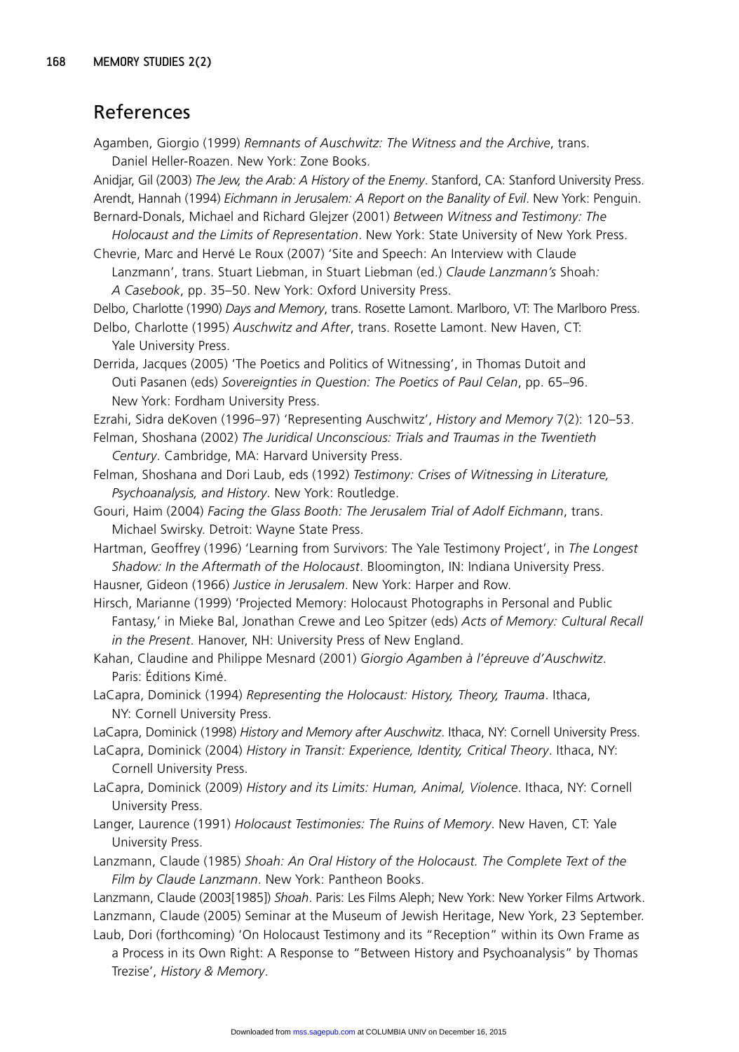## References

Agamben, Giorgio (1999) *Remnants of Auschwitz: The Witness and the Archive*, trans. Daniel Heller-Roazen. New York: Zone Books.

Anidjar, Gil (2003) *The Jew, the Arab: A History of the Enemy*. Stanford, CA: Stanford University Press.

Arendt, Hannah (1994) *Eichmann in Jerusalem: A Report on the Banality of Evil*. New York: Penguin.

Bernard-Donals, Michael and Richard Glejzer (2001) *Between Witness and Testimony: The Holocaust and the Limits of Representation*. New York: State University of New York Press.

Chevrie, Marc and Hervé Le Roux (2007) 'Site and Speech: An Interview with Claude Lanzmann', trans. Stuart Liebman, in Stuart Liebman (ed.) *Claude Lanzmann's* Shoah*: A Casebook*, pp. 35–50. New York: Oxford University Press.

Delbo, Charlotte (1990) *Days and Memory*, trans. Rosette Lamont. Marlboro, VT: The Marlboro Press.

Delbo, Charlotte (1995) *Auschwitz and After*, trans. Rosette Lamont. New Haven, CT: Yale University Press.

Derrida, Jacques (2005) 'The Poetics and Politics of Witnessing', in Thomas Dutoit and Outi Pasanen (eds) *Sovereignties in Question: The Poetics of Paul Celan*, pp. 65–96. New York: Fordham University Press.

Ezrahi, Sidra deKoven (1996–97) 'Representing Auschwitz', *History and Memory* 7(2): 120–53.

Felman, Shoshana (2002) *The Juridical Unconscious: Trials and Traumas in the Twentieth Century*. Cambridge, MA: Harvard University Press.

Felman, Shoshana and Dori Laub, eds (1992) *Testimony: Crises of Witnessing in Literature, Psychoanalysis, and History*. New York: Routledge.

Gouri, Haim (2004) *Facing the Glass Booth: The Jerusalem Trial of Adolf Eichmann*, trans. Michael Swirsky. Detroit: Wayne State Press.

Hartman, Geoffrey (1996) 'Learning from Survivors: The Yale Testimony Project', in *The Longest Shadow: In the Aftermath of the Holocaust*. Bloomington, IN: Indiana University Press.

Hausner, Gideon (1966) *Justice in Jerusalem*. New York: Harper and Row.

Hirsch, Marianne (1999) 'Projected Memory: Holocaust Photographs in Personal and Public Fantasy,' in Mieke Bal, Jonathan Crewe and Leo Spitzer (eds) *Acts of Memory: Cultural Recall in the Present*. Hanover, NH: University Press of New England.

Kahan, Claudine and Philippe Mesnard (2001) *Giorgio Agamben à l'épreuve d'Auschwitz*. Paris: Éditions Kimé.

LaCapra, Dominick (1994) *Representing the Holocaust: History, Theory, Trauma*. Ithaca, NY: Cornell University Press.

LaCapra, Dominick (1998) *History and Memory after Auschwitz*. Ithaca, NY: Cornell University Press.

LaCapra, Dominick (2004) *History in Transit: Experience, Identity, Critical Theory*. Ithaca, NY: Cornell University Press.

LaCapra, Dominick (2009) *History and its Limits: Human, Animal, Violence*. Ithaca, NY: Cornell University Press.

Langer, Laurence (1991) *Holocaust Testimonies: The Ruins of Memory*. New Haven, CT: Yale University Press.

Lanzmann, Claude (1985) *Shoah: An Oral History of the Holocaust. The Complete Text of the Film by Claude Lanzmann*. New York: Pantheon Books.

Lanzmann, Claude (2003[1985]) *Shoah*. Paris: Les Films Aleph; New York: New Yorker Films Artwork.

Lanzmann, Claude (2005) Seminar at the Museum of Jewish Heritage, New York, 23 September.

Laub, Dori (forthcoming) 'On Holocaust Testimony and its "Reception" within its Own Frame as a Process in its Own Right: A Response to "Between History and Psychoanalysis" by Thomas Trezise', *History & Memory*.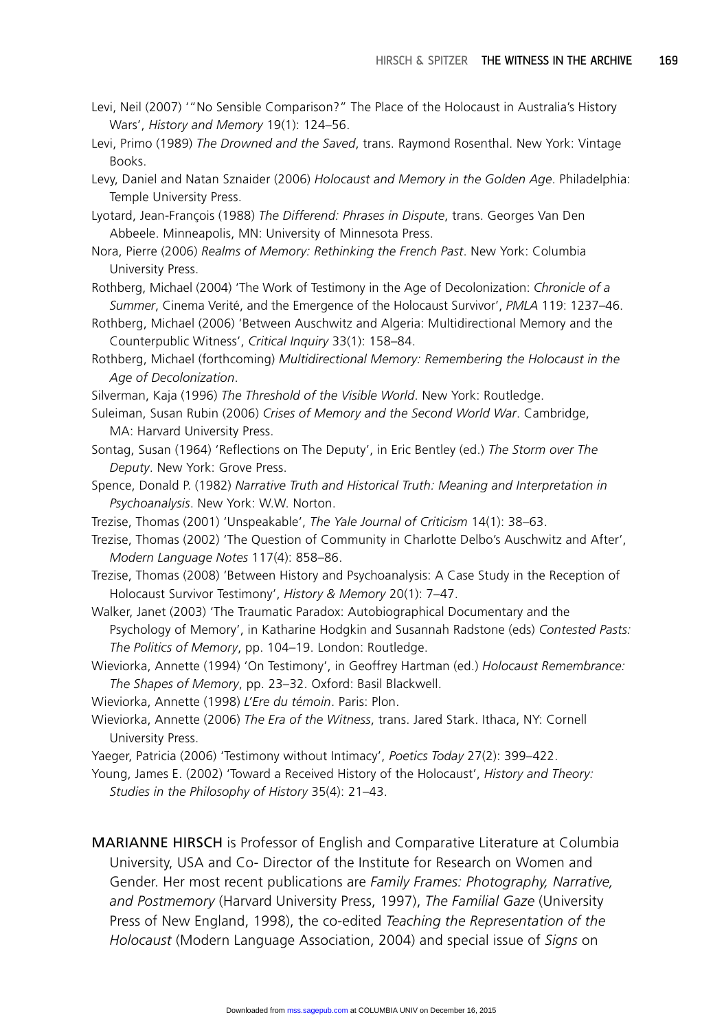Levi, Neil (2007) '"No Sensible Comparison?" The Place of the Holocaust in Australia's History Wars', *History and Memory* 19(1): 124–56.

Levi, Primo (1989) *The Drowned and the Saved*, trans. Raymond Rosenthal. New York: Vintage Books.

Levy, Daniel and Natan Sznaider (2006) *Holocaust and Memory in the Golden Age*. Philadelphia: Temple University Press.

Lyotard, Jean-François (1988) *The Differend: Phrases in Dispute*, trans. Georges Van Den Abbeele. Minneapolis, MN: University of Minnesota Press.

Nora, Pierre (2006) *Realms of Memory: Rethinking the French Past*. New York: Columbia University Press.

Rothberg, Michael (2004) 'The Work of Testimony in the Age of Decolonization: *Chronicle of a Summer*, Cinema Verité, and the Emergence of the Holocaust Survivor', *PMLA* 119: 1237–46.

Rothberg, Michael (2006) 'Between Auschwitz and Algeria: Multidirectional Memory and the Counterpublic Witness', *Critical Inquiry* 33(1): 158–84.

Rothberg, Michael (forthcoming) *Multidirectional Memory: Remembering the Holocaust in the Age of Decolonization*.

Silverman, Kaja (1996) *The Threshold of the Visible World*. New York: Routledge.

Suleiman, Susan Rubin (2006) *Crises of Memory and the Second World War*. Cambridge, MA: Harvard University Press.

Sontag, Susan (1964) 'Reflections on The Deputy', in Eric Bentley (ed.) *The Storm over The Deputy*. New York: Grove Press.

Spence, Donald P. (1982) *Narrative Truth and Historical Truth: Meaning and Interpretation in Psychoanalysis*. New York: W.W. Norton.

Trezise, Thomas (2001) 'Unspeakable', *The Yale Journal of Criticism* 14(1): 38–63.

Trezise, Thomas (2002) 'The Question of Community in Charlotte Delbo's Auschwitz and After', *Modern Language Notes* 117(4): 858–86.

Trezise, Thomas (2008) 'Between History and Psychoanalysis: A Case Study in the Reception of Holocaust Survivor Testimony', *History & Memory* 20(1): 7–47.

Walker, Janet (2003) 'The Traumatic Paradox: Autobiographical Documentary and the Psychology of Memory', in Katharine Hodgkin and Susannah Radstone (eds) *Contested Pasts: The Politics of Memory*, pp. 104–19. London: Routledge.

Wieviorka, Annette (1994) 'On Testimony', in Geoffrey Hartman (ed.) *Holocaust Remembrance: The Shapes of Memory*, pp. 23–32. Oxford: Basil Blackwell.

Wieviorka, Annette (1998) *L'Ere du témoin*. Paris: Plon.

Wieviorka, Annette (2006) *The Era of the Witness*, trans. Jared Stark. Ithaca, NY: Cornell University Press.

Yaeger, Patricia (2006) 'Testimony without Intimacy', *Poetics Today* 27(2): 399–422.

Young, James E. (2002) 'Toward a Received History of the Holocaust', *History and Theory: Studies in the Philosophy of History* 35(4): 21–43.

MARIANNE HIRSCH is Professor of English and Comparative Literature at Columbia University, USA and Co- Director of the Institute for Research on Women and Gender. Her most recent publications are *Family Frames: Photography, Narrative, and Postmemory* (Harvard University Press, 1997), *The Familial Gaze* (University Press of New England, 1998), the co-edited *Teaching the Representation of the Holocaust* (Modern Language Association, 2004) and special issue of *Signs* on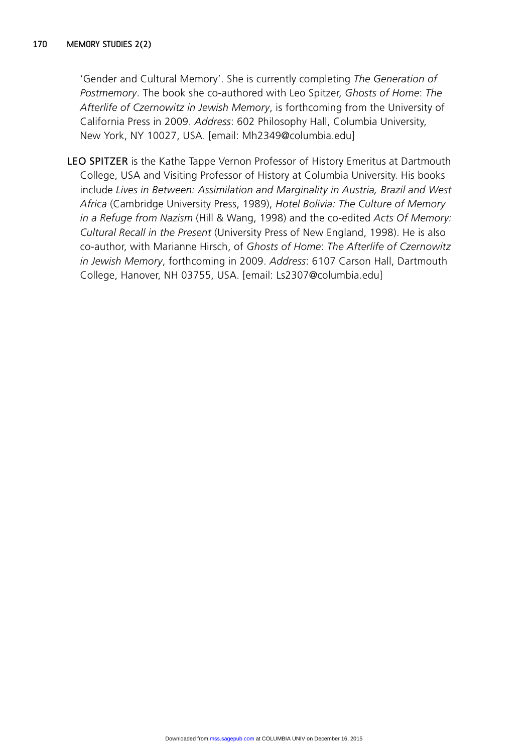'Gender and Cultural Memory'. She is currently completing *The Generation of Postmemory*. The book she co-authored with Leo Spitzer, *Ghosts of Home*: *The Afterlife of Czernowitz in Jewish Memory*, is forthcoming from the University of California Press in 2009. *Address*: 602 Philosophy Hall, Columbia University, New York, NY 10027, USA. [email: Mh2349@columbia.edu]

**LEO SPITZER** is the Kathe Tappe Vernon Professor of History Emeritus at Dartmouth College, USA and Visiting Professor of History at Columbia University. His books include *Lives in Between: Assimilation and Marginality in Austria, Brazil and West Africa* (Cambridge University Press, 1989), *Hotel Bolivia: The Culture of Memory in a Refuge from Nazism* (Hill & Wang, 1998) and the co-edited *Acts Of Memory: Cultural Recall in the Present* (University Press of New England, 1998). He is also co-author, with Marianne Hirsch, of *Ghosts of Home*: *The Afterlife of Czernowitz in Jewish Memory*, forthcoming in 2009. *Address*: 6107 Carson Hall, Dartmouth College, Hanover, NH 03755, USA. [email: Ls2307@columbia.edu]